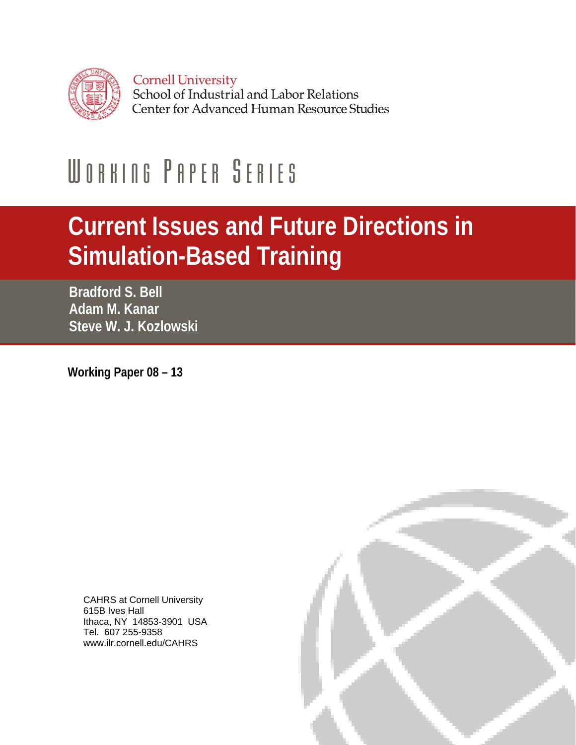Cornell University
School of Industrial and Labor Relations
Center for Advanced Human Resource Studies

WORKING PAPER SERIES

# Current Issues and Future Directions in Simulation-Based Training

**Bradford S. Bell**
**Adam M. Kanar**
**Steve W. J. Kozlowski**

**Working Paper 08 – 13**

CAHRS at Cornell University
615B Ives Hall
Ithaca, NY 14853-3901 USA
Tel. 607 255-9358
www.ilr.cornell.edu/CAHRS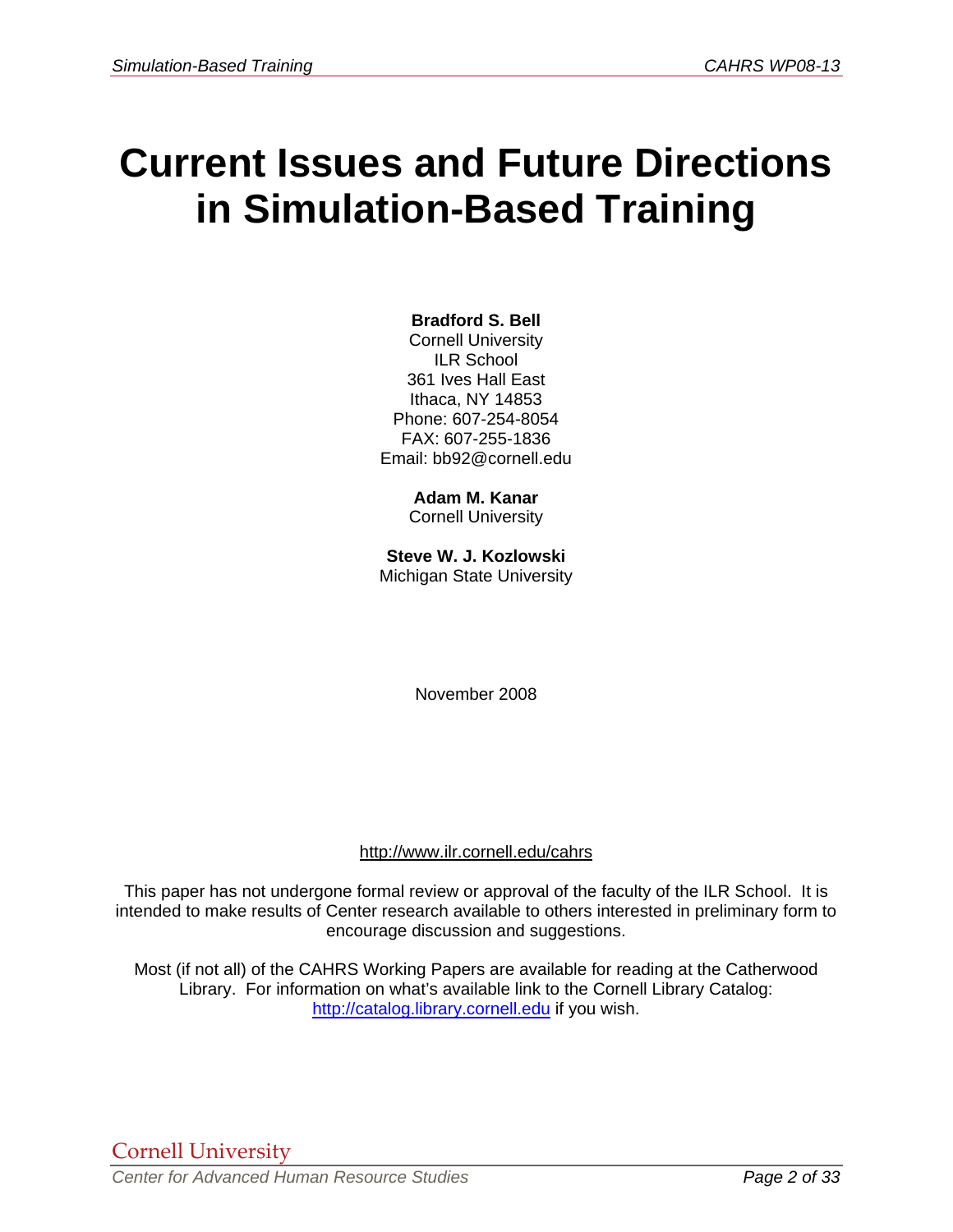# Current Issues and Future Directions in Simulation-Based Training

**Bradford S. Bell**
Cornell University
ILR School
361 Ives Hall East
Ithaca, NY 14853
Phone: 607-254-8054
FAX: 607-255-1836
Email: bb92@cornell.edu

**Adam M. Kanar**
Cornell University

**Steve W. J. Kozlowski**
Michigan State University

November 2008

http://www.ilr.cornell.edu/cahrs

This paper has not undergone formal review or approval of the faculty of the ILR School. It is intended to make results of Center research available to others interested in preliminary form to encourage discussion and suggestions.

Most (if not all) of the CAHRS Working Papers are available for reading at the Catherwood Library. For information on what's available link to the Cornell Library Catalog: http://catalog.library.cornell.edu if you wish.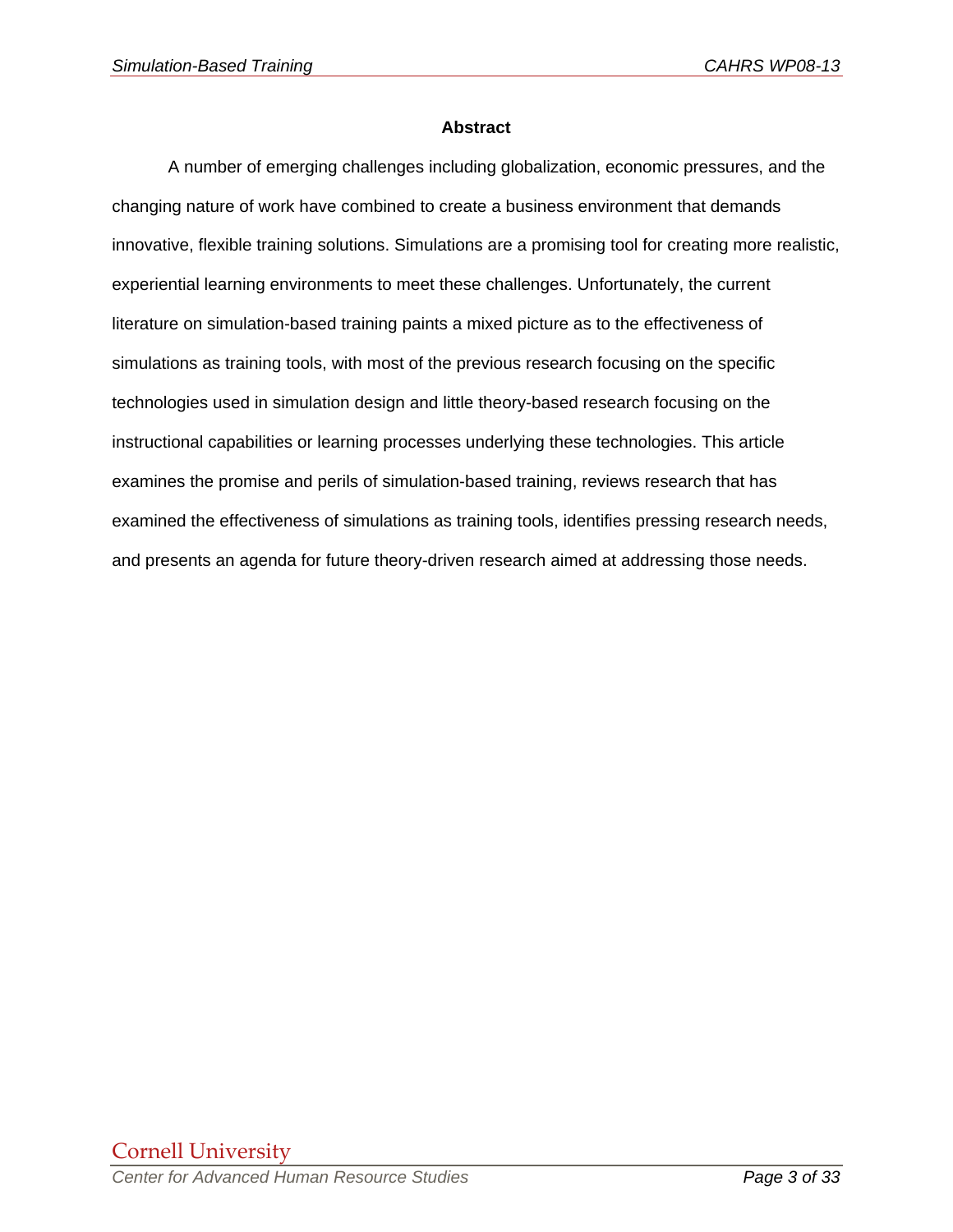## Abstract

A number of emerging challenges including globalization, economic pressures, and the changing nature of work have combined to create a business environment that demands innovative, flexible training solutions. Simulations are a promising tool for creating more realistic, experiential learning environments to meet these challenges. Unfortunately, the current literature on simulation-based training paints a mixed picture as to the effectiveness of simulations as training tools, with most of the previous research focusing on the specific technologies used in simulation design and little theory-based research focusing on the instructional capabilities or learning processes underlying these technologies. This article examines the promise and perils of simulation-based training, reviews research that has examined the effectiveness of simulations as training tools, identifies pressing research needs, and presents an agenda for future theory-driven research aimed at addressing those needs.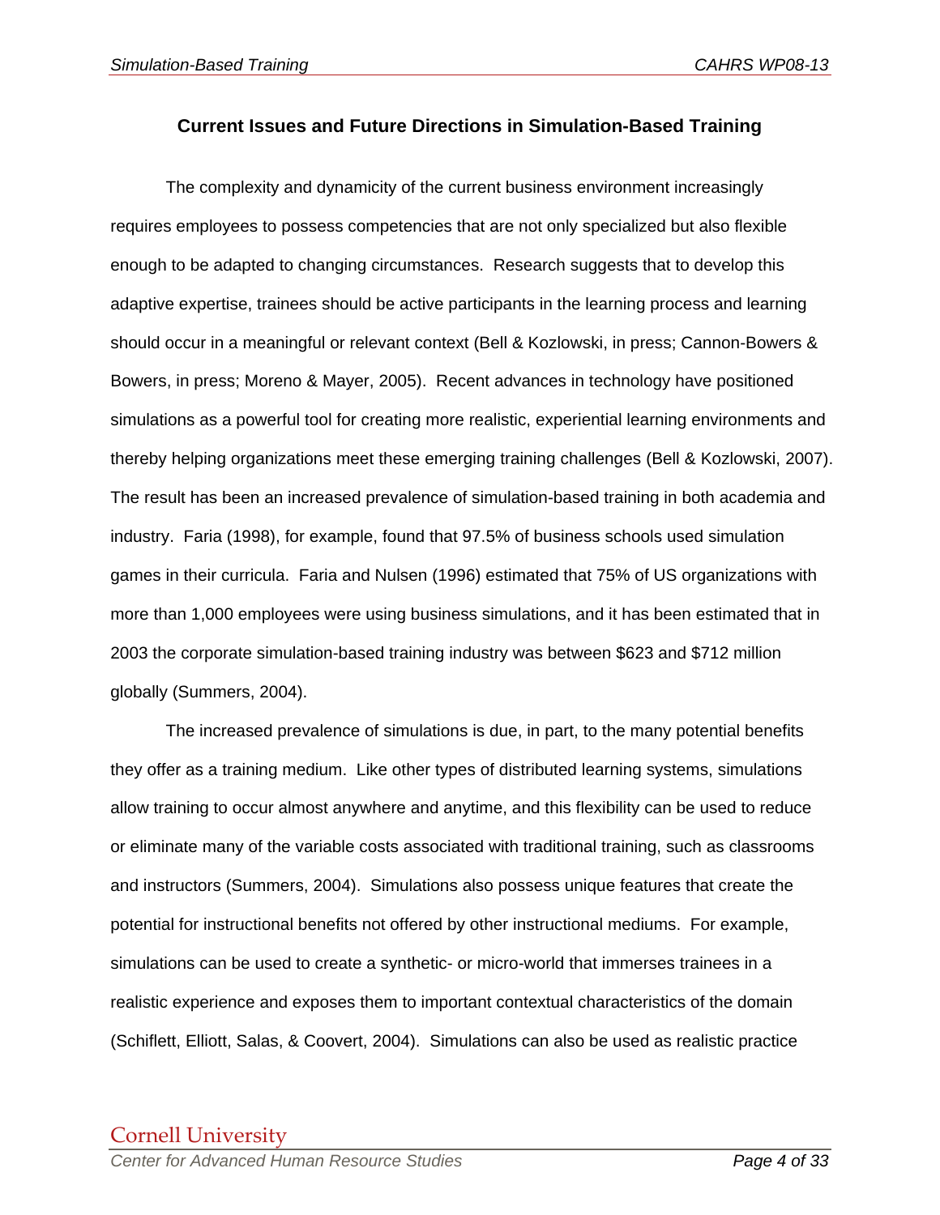## Current Issues and Future Directions in Simulation-Based Training

The complexity and dynamicity of the current business environment increasingly requires employees to possess competencies that are not only specialized but also flexible enough to be adapted to changing circumstances. Research suggests that to develop this adaptive expertise, trainees should be active participants in the learning process and learning should occur in a meaningful or relevant context (Bell & Kozlowski, in press; Cannon-Bowers & Bowers, in press; Moreno & Mayer, 2005). Recent advances in technology have positioned simulations as a powerful tool for creating more realistic, experiential learning environments and thereby helping organizations meet these emerging training challenges (Bell & Kozlowski, 2007). The result has been an increased prevalence of simulation-based training in both academia and industry. Faria (1998), for example, found that 97.5% of business schools used simulation games in their curricula. Faria and Nulsen (1996) estimated that 75% of US organizations with more than 1,000 employees were using business simulations, and it has been estimated that in 2003 the corporate simulation-based training industry was between $623 and $712 million globally (Summers, 2004).

The increased prevalence of simulations is due, in part, to the many potential benefits they offer as a training medium. Like other types of distributed learning systems, simulations allow training to occur almost anywhere and anytime, and this flexibility can be used to reduce or eliminate many of the variable costs associated with traditional training, such as classrooms and instructors (Summers, 2004). Simulations also possess unique features that create the potential for instructional benefits not offered by other instructional mediums. For example, simulations can be used to create a synthetic- or micro-world that immerses trainees in a realistic experience and exposes them to important contextual characteristics of the domain (Schiflett, Elliott, Salas, & Coovert, 2004). Simulations can also be used as realistic practice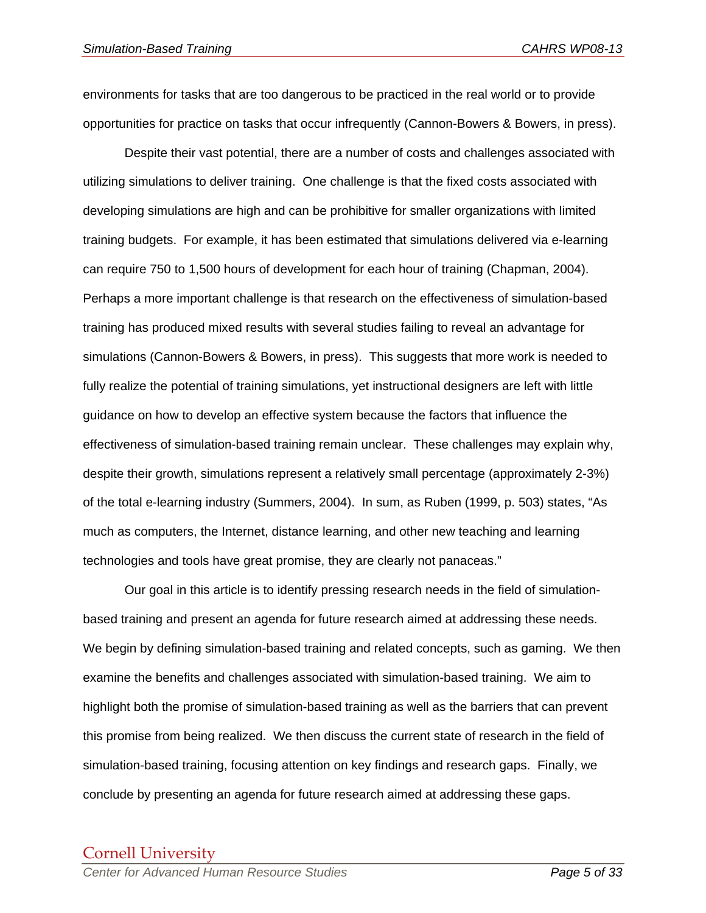environments for tasks that are too dangerous to be practiced in the real world or to provide opportunities for practice on tasks that occur infrequently (Cannon-Bowers & Bowers, in press).

Despite their vast potential, there are a number of costs and challenges associated with utilizing simulations to deliver training. One challenge is that the fixed costs associated with developing simulations are high and can be prohibitive for smaller organizations with limited training budgets. For example, it has been estimated that simulations delivered via e-learning can require 750 to 1,500 hours of development for each hour of training (Chapman, 2004). Perhaps a more important challenge is that research on the effectiveness of simulation-based training has produced mixed results with several studies failing to reveal an advantage for simulations (Cannon-Bowers & Bowers, in press). This suggests that more work is needed to fully realize the potential of training simulations, yet instructional designers are left with little guidance on how to develop an effective system because the factors that influence the effectiveness of simulation-based training remain unclear. These challenges may explain why, despite their growth, simulations represent a relatively small percentage (approximately 2-3%) of the total e-learning industry (Summers, 2004). In sum, as Ruben (1999, p. 503) states, "As much as computers, the Internet, distance learning, and other new teaching and learning technologies and tools have great promise, they are clearly not panaceas."

Our goal in this article is to identify pressing research needs in the field of simulation-based training and present an agenda for future research aimed at addressing these needs. We begin by defining simulation-based training and related concepts, such as gaming. We then examine the benefits and challenges associated with simulation-based training. We aim to highlight both the promise of simulation-based training as well as the barriers that can prevent this promise from being realized. We then discuss the current state of research in the field of simulation-based training, focusing attention on key findings and research gaps. Finally, we conclude by presenting an agenda for future research aimed at addressing these gaps.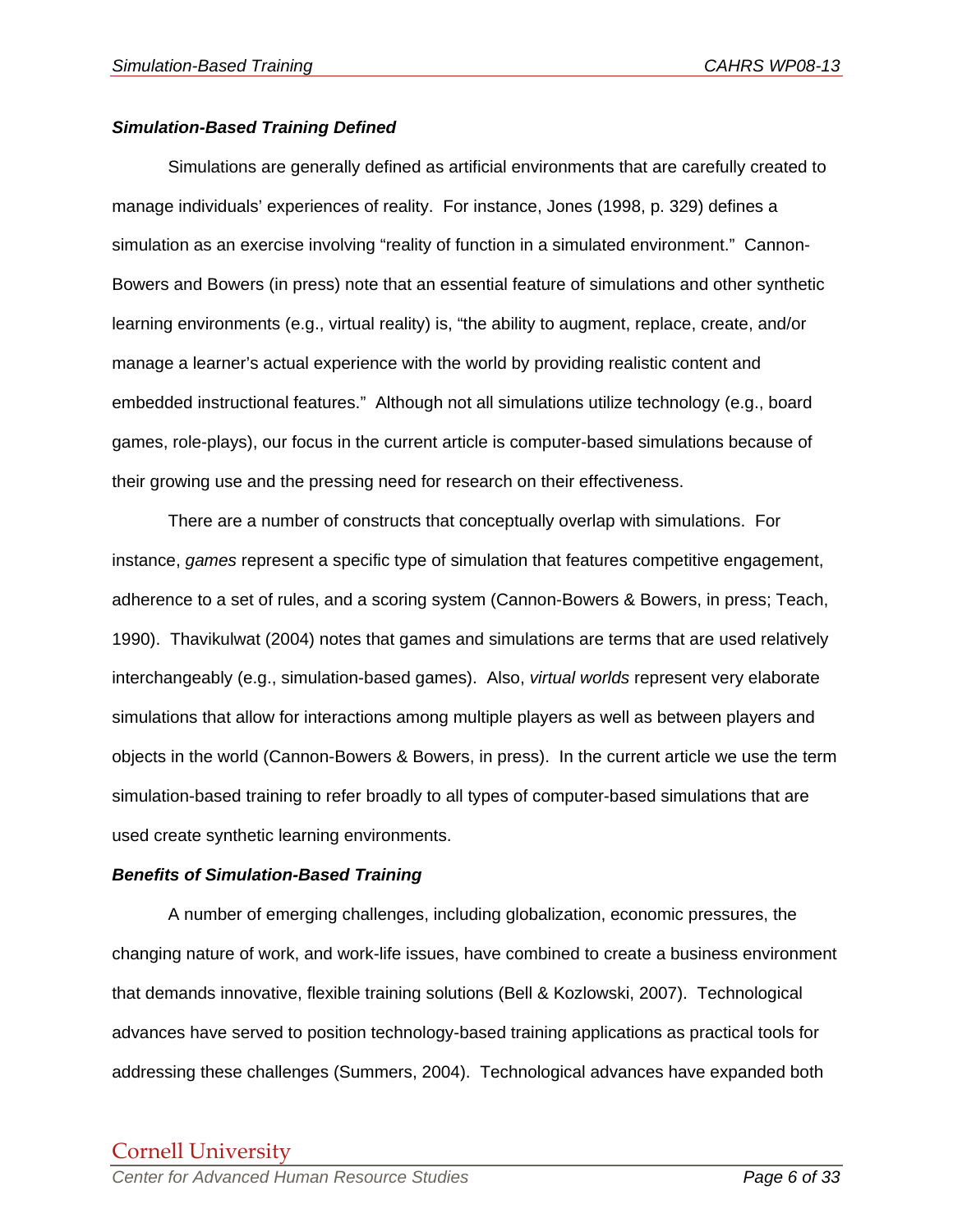### ***Simulation-Based Training Defined***

Simulations are generally defined as artificial environments that are carefully created to manage individuals' experiences of reality. For instance, Jones (1998, p. 329) defines a simulation as an exercise involving "reality of function in a simulated environment." Cannon-Bowers and Bowers (in press) note that an essential feature of simulations and other synthetic learning environments (e.g., virtual reality) is, "the ability to augment, replace, create, and/or manage a learner's actual experience with the world by providing realistic content and embedded instructional features." Although not all simulations utilize technology (e.g., board games, role-plays), our focus in the current article is computer-based simulations because of their growing use and the pressing need for research on their effectiveness.

There are a number of constructs that conceptually overlap with simulations. For instance, *games* represent a specific type of simulation that features competitive engagement, adherence to a set of rules, and a scoring system (Cannon-Bowers & Bowers, in press; Teach, 1990). Thavikulwat (2004) notes that games and simulations are terms that are used relatively interchangeably (e.g., simulation-based games). Also, *virtual worlds* represent very elaborate simulations that allow for interactions among multiple players as well as between players and objects in the world (Cannon-Bowers & Bowers, in press). In the current article we use the term simulation-based training to refer broadly to all types of computer-based simulations that are used create synthetic learning environments.

### ***Benefits of Simulation-Based Training***

A number of emerging challenges, including globalization, economic pressures, the changing nature of work, and work-life issues, have combined to create a business environment that demands innovative, flexible training solutions (Bell & Kozlowski, 2007). Technological advances have served to position technology-based training applications as practical tools for addressing these challenges (Summers, 2004). Technological advances have expanded both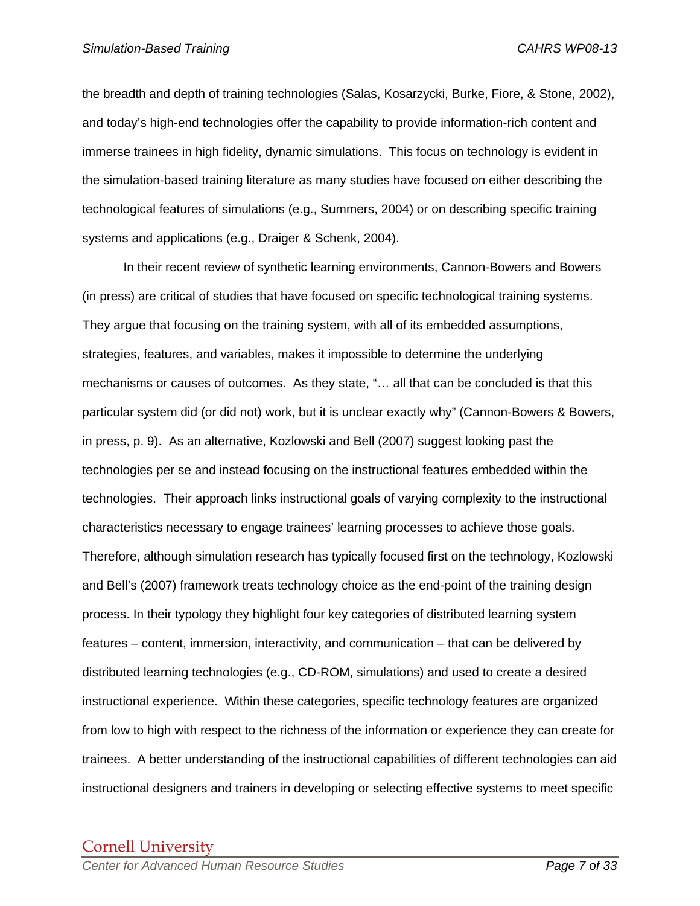the breadth and depth of training technologies (Salas, Kosarzycki, Burke, Fiore, & Stone, 2002), and today's high-end technologies offer the capability to provide information-rich content and immerse trainees in high fidelity, dynamic simulations. This focus on technology is evident in the simulation-based training literature as many studies have focused on either describing the technological features of simulations (e.g., Summers, 2004) or on describing specific training systems and applications (e.g., Draiger & Schenk, 2004).

In their recent review of synthetic learning environments, Cannon-Bowers and Bowers (in press) are critical of studies that have focused on specific technological training systems. They argue that focusing on the training system, with all of its embedded assumptions, strategies, features, and variables, makes it impossible to determine the underlying mechanisms or causes of outcomes. As they state, "… all that can be concluded is that this particular system did (or did not) work, but it is unclear exactly why" (Cannon-Bowers & Bowers, in press, p. 9). As an alternative, Kozlowski and Bell (2007) suggest looking past the technologies per se and instead focusing on the instructional features embedded within the technologies. Their approach links instructional goals of varying complexity to the instructional characteristics necessary to engage trainees' learning processes to achieve those goals. Therefore, although simulation research has typically focused first on the technology, Kozlowski and Bell's (2007) framework treats technology choice as the end-point of the training design process. In their typology they highlight four key categories of distributed learning system features – content, immersion, interactivity, and communication – that can be delivered by distributed learning technologies (e.g., CD-ROM, simulations) and used to create a desired instructional experience. Within these categories, specific technology features are organized from low to high with respect to the richness of the information or experience they can create for trainees. A better understanding of the instructional capabilities of different technologies can aid instructional designers and trainers in developing or selecting effective systems to meet specific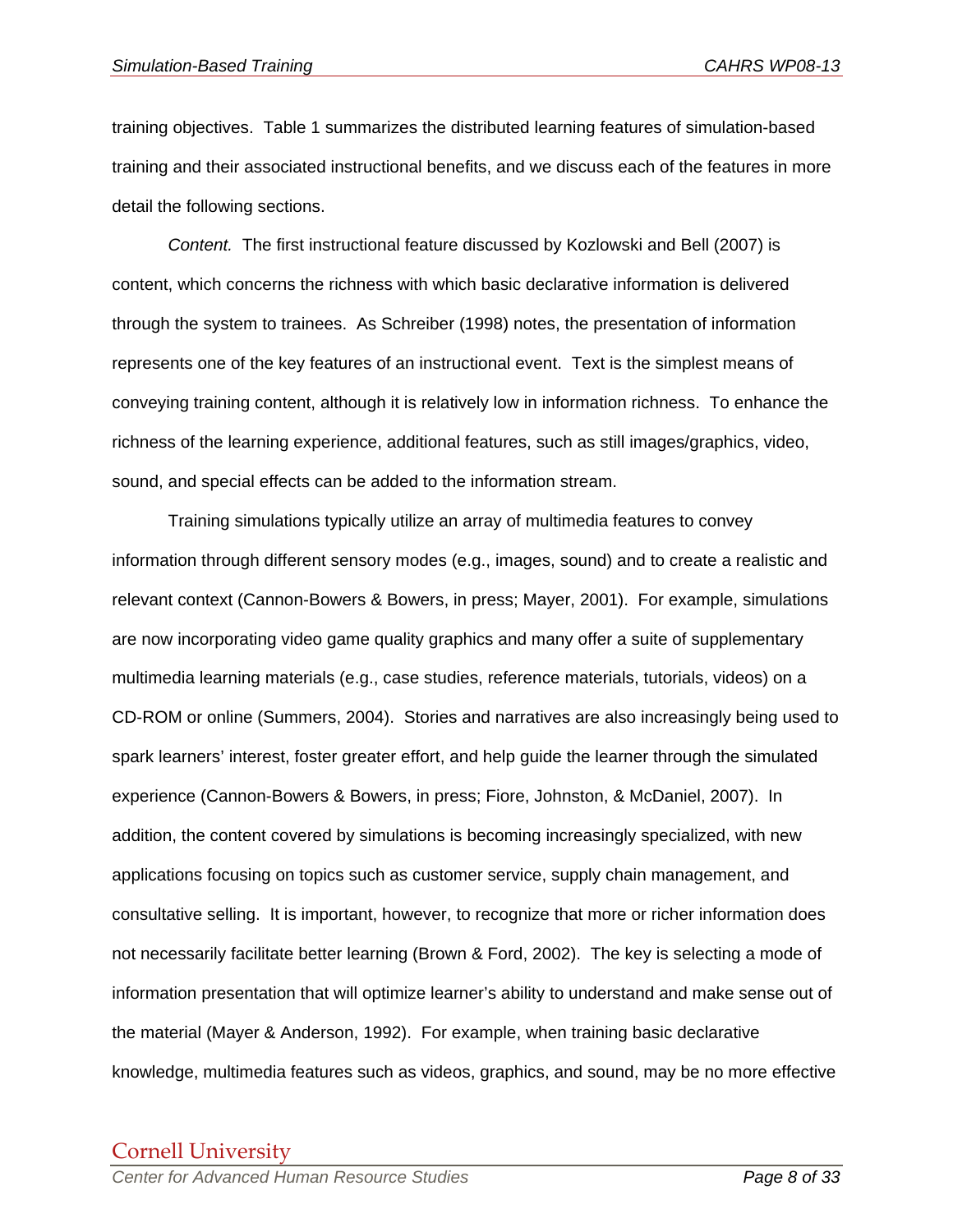training objectives. Table 1 summarizes the distributed learning features of simulation-based training and their associated instructional benefits, and we discuss each of the features in more detail the following sections.

*Content.* The first instructional feature discussed by Kozlowski and Bell (2007) is content, which concerns the richness with which basic declarative information is delivered through the system to trainees. As Schreiber (1998) notes, the presentation of information represents one of the key features of an instructional event. Text is the simplest means of conveying training content, although it is relatively low in information richness. To enhance the richness of the learning experience, additional features, such as still images/graphics, video, sound, and special effects can be added to the information stream.

Training simulations typically utilize an array of multimedia features to convey information through different sensory modes (e.g., images, sound) and to create a realistic and relevant context (Cannon-Bowers & Bowers, in press; Mayer, 2001). For example, simulations are now incorporating video game quality graphics and many offer a suite of supplementary multimedia learning materials (e.g., case studies, reference materials, tutorials, videos) on a CD-ROM or online (Summers, 2004). Stories and narratives are also increasingly being used to spark learners' interest, foster greater effort, and help guide the learner through the simulated experience (Cannon-Bowers & Bowers, in press; Fiore, Johnston, & McDaniel, 2007). In addition, the content covered by simulations is becoming increasingly specialized, with new applications focusing on topics such as customer service, supply chain management, and consultative selling. It is important, however, to recognize that more or richer information does not necessarily facilitate better learning (Brown & Ford, 2002). The key is selecting a mode of information presentation that will optimize learner's ability to understand and make sense out of the material (Mayer & Anderson, 1992). For example, when training basic declarative knowledge, multimedia features such as videos, graphics, and sound, may be no more effective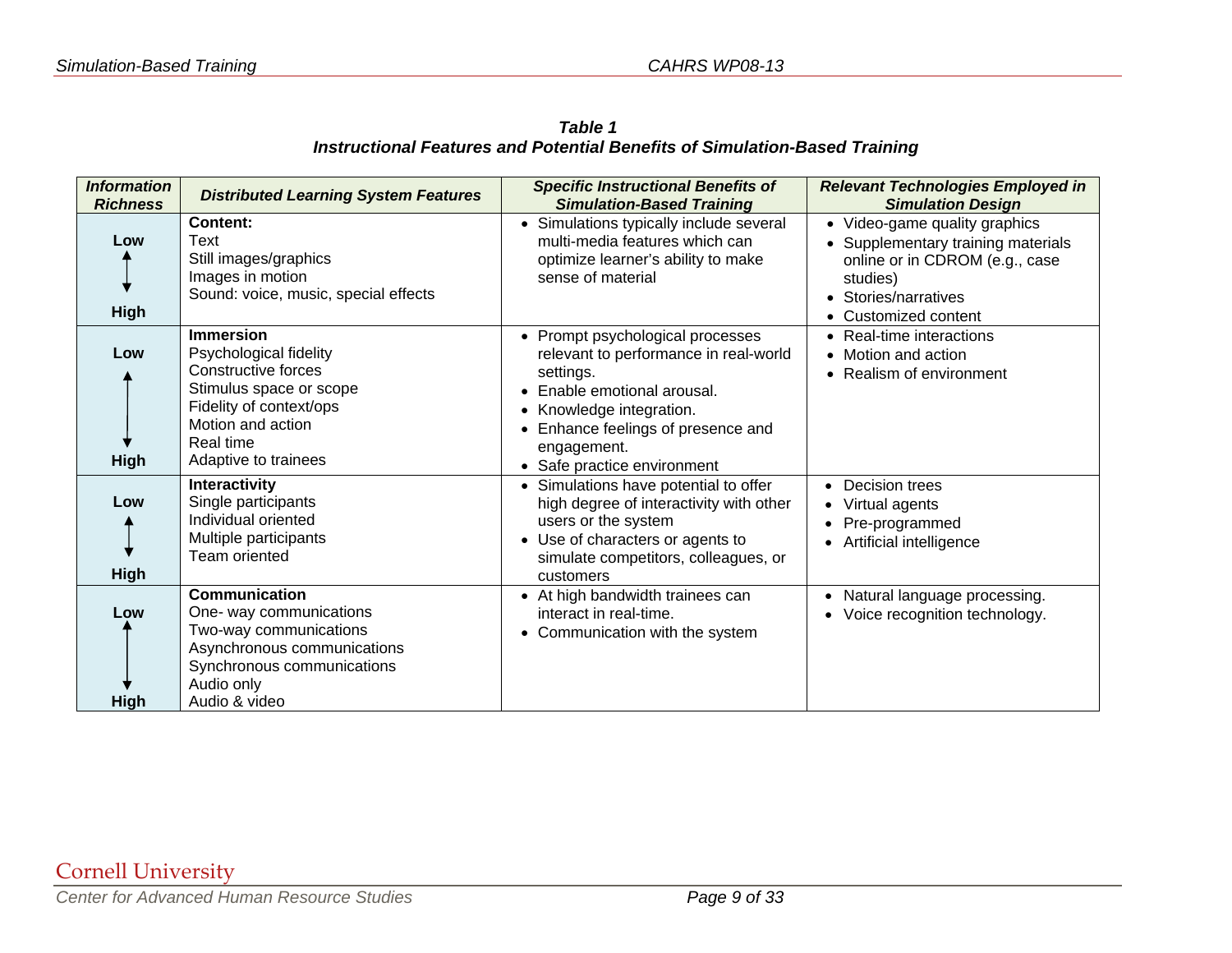**_Table 1_**
**_Instructional Features and Potential Benefits of Simulation-Based Training_**

| *Information Richness* | *Distributed Learning System Features* | *Specific Instructional Benefits of Simulation-Based Training* | *Relevant Technologies Employed in Simulation Design* |
|---|---|---|---|
| **Low** ↕ **High** | **Content:**<br>Text<br>Still images/graphics<br>Images in motion<br>Sound: voice, music, special effects | • Simulations typically include several multi-media features which can optimize learner's ability to make sense of material | • Video-game quality graphics<br>• Supplementary training materials online or in CDROM (e.g., case studies)<br>• Stories/narratives<br>• Customized content |
| **Low** ↕ **High** | **Immersion**<br>Psychological fidelity<br>Constructive forces<br>Stimulus space or scope<br>Fidelity of context/ops<br>Motion and action<br>Real time<br>Adaptive to trainees | • Prompt psychological processes relevant to performance in real-world settings.<br>• Enable emotional arousal.<br>• Knowledge integration.<br>• Enhance feelings of presence and engagement.<br>• Safe practice environment | • Real-time interactions<br>• Motion and action<br>• Realism of environment |
| **Low** ↕ **High** | **Interactivity**<br>Single participants<br>Individual oriented<br>Multiple participants<br>Team oriented | • Simulations have potential to offer high degree of interactivity with other users or the system<br>• Use of characters or agents to simulate competitors, colleagues, or customers | • Decision trees<br>• Virtual agents<br>• Pre-programmed<br>• Artificial intelligence |
| **Low** ↕ **High** | **Communication**<br>One- way communications<br>Two-way communications<br>Asynchronous communications<br>Synchronous communications<br>Audio only<br>Audio & video | • At high bandwidth trainees can interact in real-time.<br>• Communication with the system | • Natural language processing.<br>• Voice recognition technology. |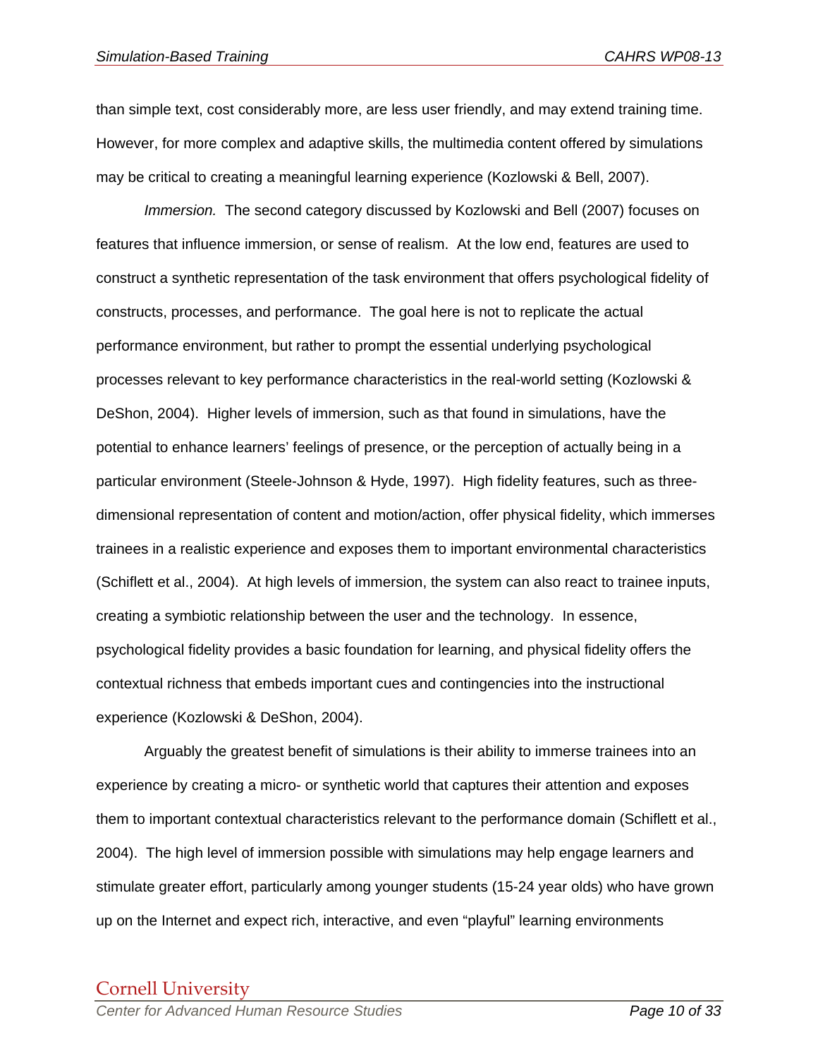than simple text, cost considerably more, are less user friendly, and may extend training time. However, for more complex and adaptive skills, the multimedia content offered by simulations may be critical to creating a meaningful learning experience (Kozlowski & Bell, 2007).

*Immersion.* The second category discussed by Kozlowski and Bell (2007) focuses on features that influence immersion, or sense of realism. At the low end, features are used to construct a synthetic representation of the task environment that offers psychological fidelity of constructs, processes, and performance. The goal here is not to replicate the actual performance environment, but rather to prompt the essential underlying psychological processes relevant to key performance characteristics in the real-world setting (Kozlowski & DeShon, 2004). Higher levels of immersion, such as that found in simulations, have the potential to enhance learners' feelings of presence, or the perception of actually being in a particular environment (Steele-Johnson & Hyde, 1997). High fidelity features, such as three-dimensional representation of content and motion/action, offer physical fidelity, which immerses trainees in a realistic experience and exposes them to important environmental characteristics (Schiflett et al., 2004). At high levels of immersion, the system can also react to trainee inputs, creating a symbiotic relationship between the user and the technology. In essence, psychological fidelity provides a basic foundation for learning, and physical fidelity offers the contextual richness that embeds important cues and contingencies into the instructional experience (Kozlowski & DeShon, 2004).

Arguably the greatest benefit of simulations is their ability to immerse trainees into an experience by creating a micro- or synthetic world that captures their attention and exposes them to important contextual characteristics relevant to the performance domain (Schiflett et al., 2004). The high level of immersion possible with simulations may help engage learners and stimulate greater effort, particularly among younger students (15-24 year olds) who have grown up on the Internet and expect rich, interactive, and even "playful" learning environments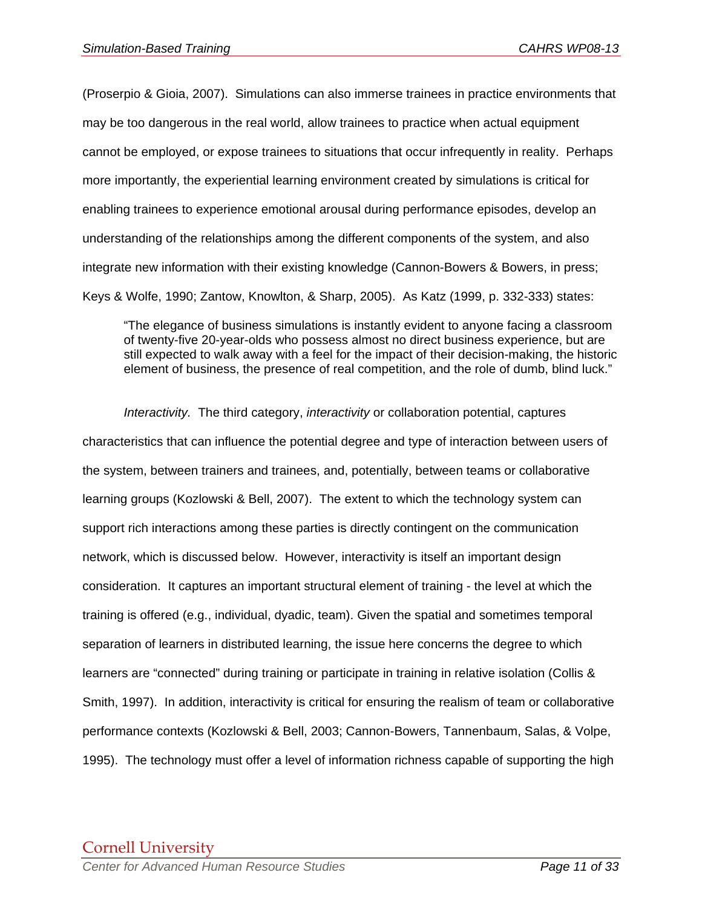(Proserpio & Gioia, 2007). Simulations can also immerse trainees in practice environments that may be too dangerous in the real world, allow trainees to practice when actual equipment cannot be employed, or expose trainees to situations that occur infrequently in reality. Perhaps more importantly, the experiential learning environment created by simulations is critical for enabling trainees to experience emotional arousal during performance episodes, develop an understanding of the relationships among the different components of the system, and also integrate new information with their existing knowledge (Cannon-Bowers & Bowers, in press; Keys & Wolfe, 1990; Zantow, Knowlton, & Sharp, 2005). As Katz (1999, p. 332-333) states:

> "The elegance of business simulations is instantly evident to anyone facing a classroom of twenty-five 20-year-olds who possess almost no direct business experience, but are still expected to walk away with a feel for the impact of their decision-making, the historic element of business, the presence of real competition, and the role of dumb, blind luck."

*Interactivity.* The third category, *interactivity* or collaboration potential, captures characteristics that can influence the potential degree and type of interaction between users of the system, between trainers and trainees, and, potentially, between teams or collaborative learning groups (Kozlowski & Bell, 2007). The extent to which the technology system can support rich interactions among these parties is directly contingent on the communication network, which is discussed below. However, interactivity is itself an important design consideration. It captures an important structural element of training - the level at which the training is offered (e.g., individual, dyadic, team). Given the spatial and sometimes temporal separation of learners in distributed learning, the issue here concerns the degree to which learners are "connected" during training or participate in training in relative isolation (Collis & Smith, 1997). In addition, interactivity is critical for ensuring the realism of team or collaborative performance contexts (Kozlowski & Bell, 2003; Cannon-Bowers, Tannenbaum, Salas, & Volpe, 1995). The technology must offer a level of information richness capable of supporting the high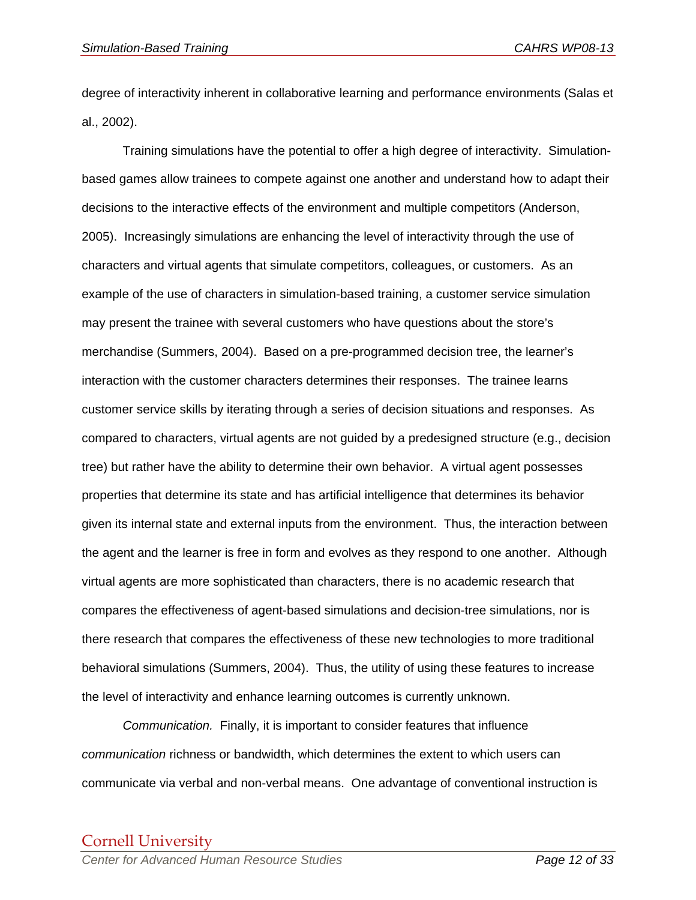degree of interactivity inherent in collaborative learning and performance environments (Salas et al., 2002).

Training simulations have the potential to offer a high degree of interactivity. Simulation-based games allow trainees to compete against one another and understand how to adapt their decisions to the interactive effects of the environment and multiple competitors (Anderson, 2005). Increasingly simulations are enhancing the level of interactivity through the use of characters and virtual agents that simulate competitors, colleagues, or customers. As an example of the use of characters in simulation-based training, a customer service simulation may present the trainee with several customers who have questions about the store's merchandise (Summers, 2004). Based on a pre-programmed decision tree, the learner's interaction with the customer characters determines their responses. The trainee learns customer service skills by iterating through a series of decision situations and responses. As compared to characters, virtual agents are not guided by a predesigned structure (e.g., decision tree) but rather have the ability to determine their own behavior. A virtual agent possesses properties that determine its state and has artificial intelligence that determines its behavior given its internal state and external inputs from the environment. Thus, the interaction between the agent and the learner is free in form and evolves as they respond to one another. Although virtual agents are more sophisticated than characters, there is no academic research that compares the effectiveness of agent-based simulations and decision-tree simulations, nor is there research that compares the effectiveness of these new technologies to more traditional behavioral simulations (Summers, 2004). Thus, the utility of using these features to increase the level of interactivity and enhance learning outcomes is currently unknown.

*Communication.* Finally, it is important to consider features that influence *communication* richness or bandwidth, which determines the extent to which users can communicate via verbal and non-verbal means. One advantage of conventional instruction is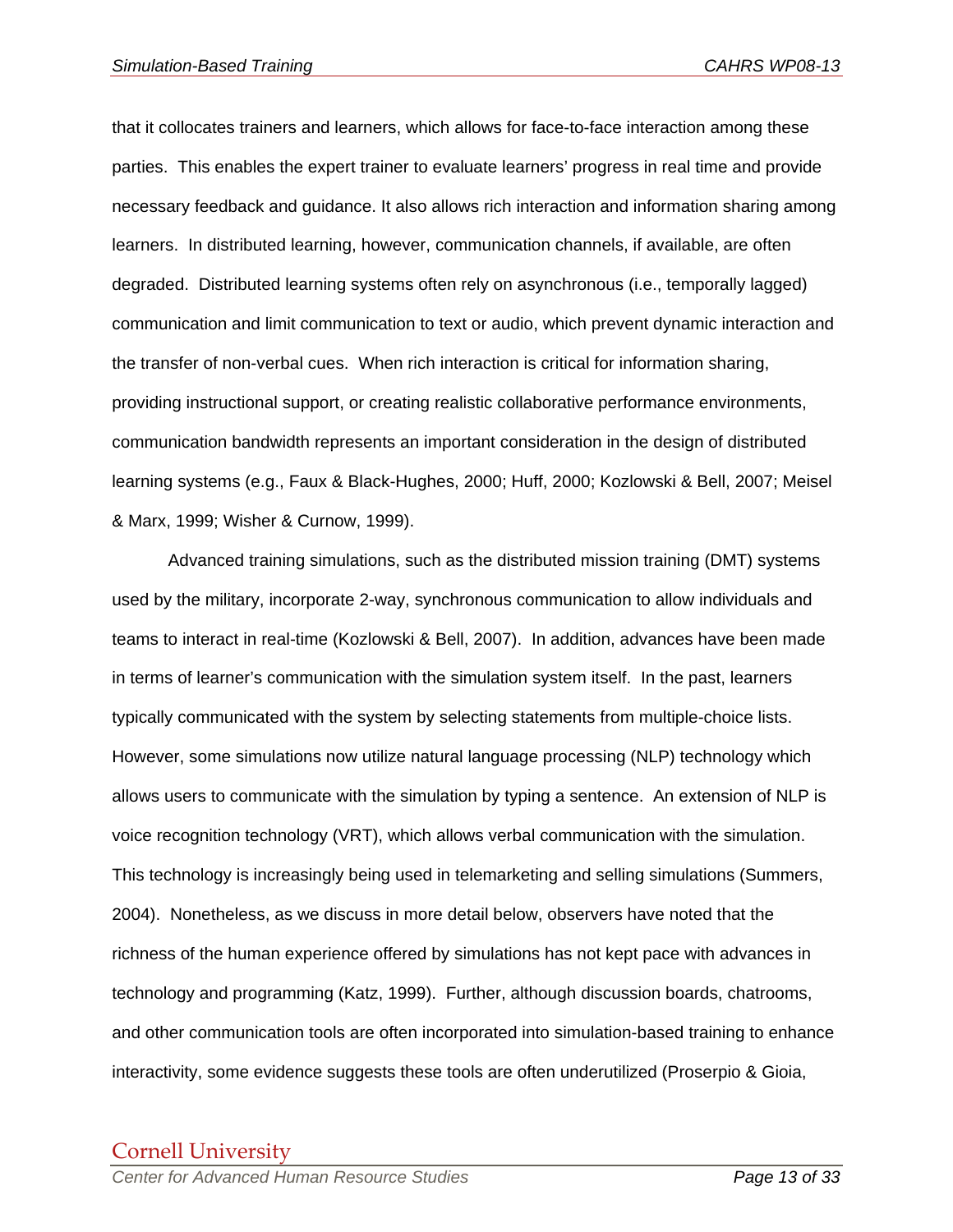that it collocates trainers and learners, which allows for face-to-face interaction among these parties. This enables the expert trainer to evaluate learners' progress in real time and provide necessary feedback and guidance. It also allows rich interaction and information sharing among learners. In distributed learning, however, communication channels, if available, are often degraded. Distributed learning systems often rely on asynchronous (i.e., temporally lagged) communication and limit communication to text or audio, which prevent dynamic interaction and the transfer of non-verbal cues. When rich interaction is critical for information sharing, providing instructional support, or creating realistic collaborative performance environments, communication bandwidth represents an important consideration in the design of distributed learning systems (e.g., Faux & Black-Hughes, 2000; Huff, 2000; Kozlowski & Bell, 2007; Meisel & Marx, 1999; Wisher & Curnow, 1999).

Advanced training simulations, such as the distributed mission training (DMT) systems used by the military, incorporate 2-way, synchronous communication to allow individuals and teams to interact in real-time (Kozlowski & Bell, 2007). In addition, advances have been made in terms of learner's communication with the simulation system itself. In the past, learners typically communicated with the system by selecting statements from multiple-choice lists. However, some simulations now utilize natural language processing (NLP) technology which allows users to communicate with the simulation by typing a sentence. An extension of NLP is voice recognition technology (VRT), which allows verbal communication with the simulation. This technology is increasingly being used in telemarketing and selling simulations (Summers, 2004). Nonetheless, as we discuss in more detail below, observers have noted that the richness of the human experience offered by simulations has not kept pace with advances in technology and programming (Katz, 1999). Further, although discussion boards, chatrooms, and other communication tools are often incorporated into simulation-based training to enhance interactivity, some evidence suggests these tools are often underutilized (Proserpio & Gioia,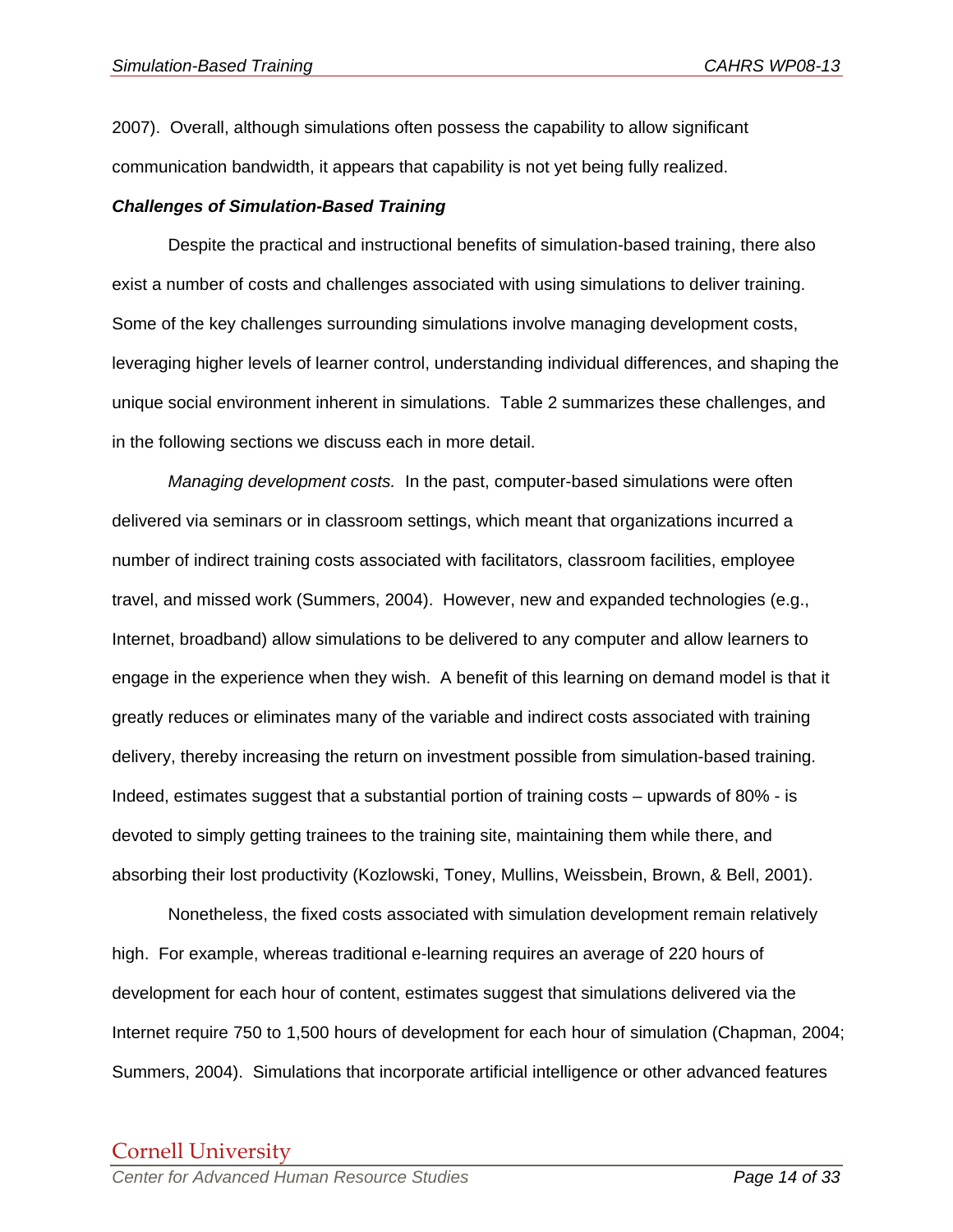2007). Overall, although simulations often possess the capability to allow significant communication bandwidth, it appears that capability is not yet being fully realized.

***Challenges of Simulation-Based Training***

Despite the practical and instructional benefits of simulation-based training, there also exist a number of costs and challenges associated with using simulations to deliver training. Some of the key challenges surrounding simulations involve managing development costs, leveraging higher levels of learner control, understanding individual differences, and shaping the unique social environment inherent in simulations. Table 2 summarizes these challenges, and in the following sections we discuss each in more detail.

*Managing development costs.* In the past, computer-based simulations were often delivered via seminars or in classroom settings, which meant that organizations incurred a number of indirect training costs associated with facilitators, classroom facilities, employee travel, and missed work (Summers, 2004). However, new and expanded technologies (e.g., Internet, broadband) allow simulations to be delivered to any computer and allow learners to engage in the experience when they wish. A benefit of this learning on demand model is that it greatly reduces or eliminates many of the variable and indirect costs associated with training delivery, thereby increasing the return on investment possible from simulation-based training. Indeed, estimates suggest that a substantial portion of training costs – upwards of 80% - is devoted to simply getting trainees to the training site, maintaining them while there, and absorbing their lost productivity (Kozlowski, Toney, Mullins, Weissbein, Brown, & Bell, 2001).

Nonetheless, the fixed costs associated with simulation development remain relatively high. For example, whereas traditional e-learning requires an average of 220 hours of development for each hour of content, estimates suggest that simulations delivered via the Internet require 750 to 1,500 hours of development for each hour of simulation (Chapman, 2004; Summers, 2004). Simulations that incorporate artificial intelligence or other advanced features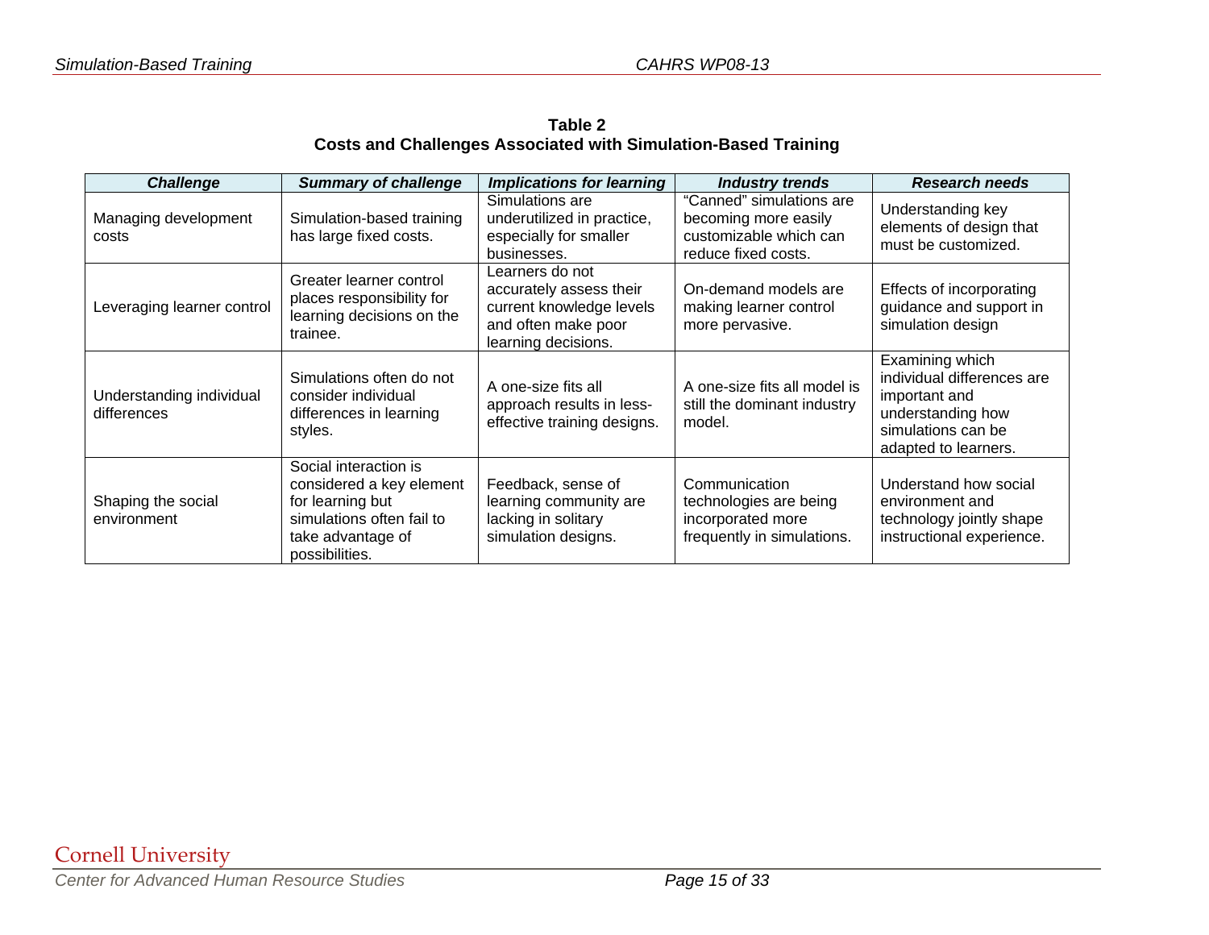**Table 2**
**Costs and Challenges Associated with Simulation-Based Training**

| *Challenge* | *Summary of challenge* | *Implications for learning* | *Industry trends* | *Research needs* |
|---|---|---|---|---|
| Managing development costs | Simulation-based training has large fixed costs. | Simulations are underutilized in practice, especially for smaller businesses. | "Canned" simulations are becoming more easily customizable which can reduce fixed costs. | Understanding key elements of design that must be customized. |
| Leveraging learner control | Greater learner control places responsibility for learning decisions on the trainee. | Learners do not accurately assess their current knowledge levels and often make poor learning decisions. | On-demand models are making learner control more pervasive. | Effects of incorporating guidance and support in simulation design |
| Understanding individual differences | Simulations often do not consider individual differences in learning styles. | A one-size fits all approach results in less-effective training designs. | A one-size fits all model is still the dominant industry model. | Examining which individual differences are important and understanding how simulations can be adapted to learners. |
| Shaping the social environment | Social interaction is considered a key element for learning but simulations often fail to take advantage of possibilities. | Feedback, sense of learning community are lacking in solitary simulation designs. | Communication technologies are being incorporated more frequently in simulations. | Understand how social environment and technology jointly shape instructional experience. |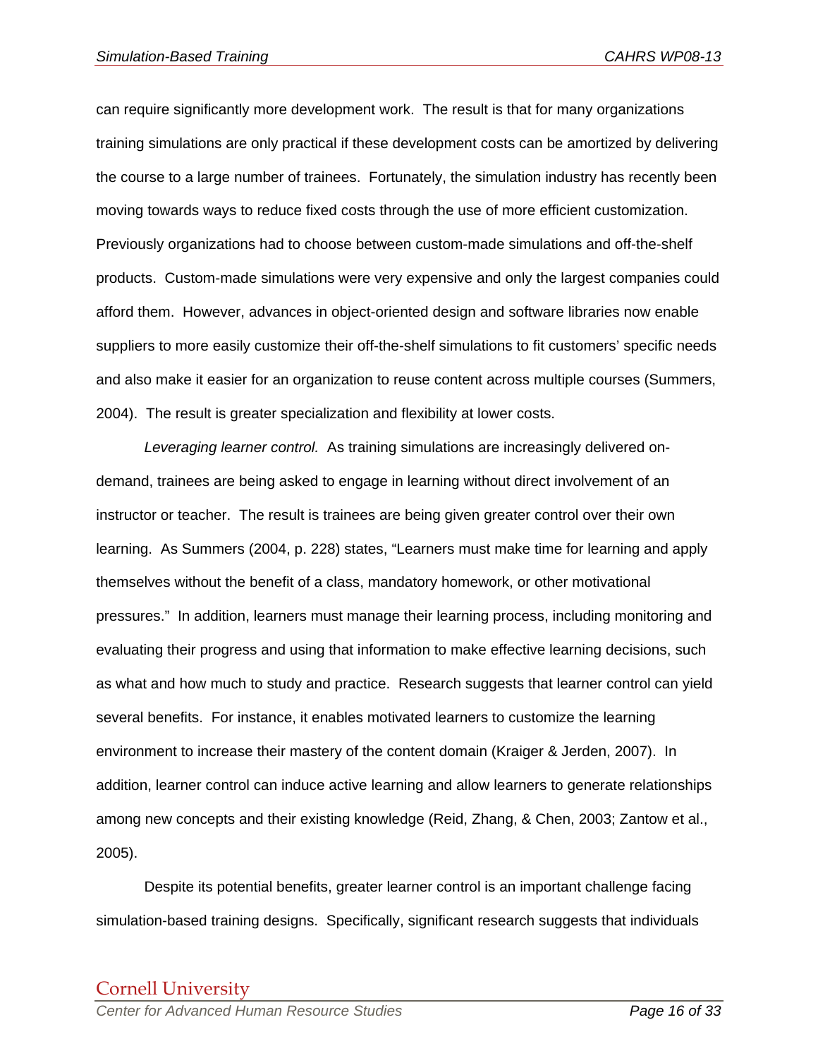can require significantly more development work. The result is that for many organizations training simulations are only practical if these development costs can be amortized by delivering the course to a large number of trainees. Fortunately, the simulation industry has recently been moving towards ways to reduce fixed costs through the use of more efficient customization. Previously organizations had to choose between custom-made simulations and off-the-shelf products. Custom-made simulations were very expensive and only the largest companies could afford them. However, advances in object-oriented design and software libraries now enable suppliers to more easily customize their off-the-shelf simulations to fit customers' specific needs and also make it easier for an organization to reuse content across multiple courses (Summers, 2004). The result is greater specialization and flexibility at lower costs.

*Leveraging learner control.* As training simulations are increasingly delivered on-demand, trainees are being asked to engage in learning without direct involvement of an instructor or teacher. The result is trainees are being given greater control over their own learning. As Summers (2004, p. 228) states, "Learners must make time for learning and apply themselves without the benefit of a class, mandatory homework, or other motivational pressures." In addition, learners must manage their learning process, including monitoring and evaluating their progress and using that information to make effective learning decisions, such as what and how much to study and practice. Research suggests that learner control can yield several benefits. For instance, it enables motivated learners to customize the learning environment to increase their mastery of the content domain (Kraiger & Jerden, 2007). In addition, learner control can induce active learning and allow learners to generate relationships among new concepts and their existing knowledge (Reid, Zhang, & Chen, 2003; Zantow et al., 2005).

Despite its potential benefits, greater learner control is an important challenge facing simulation-based training designs. Specifically, significant research suggests that individuals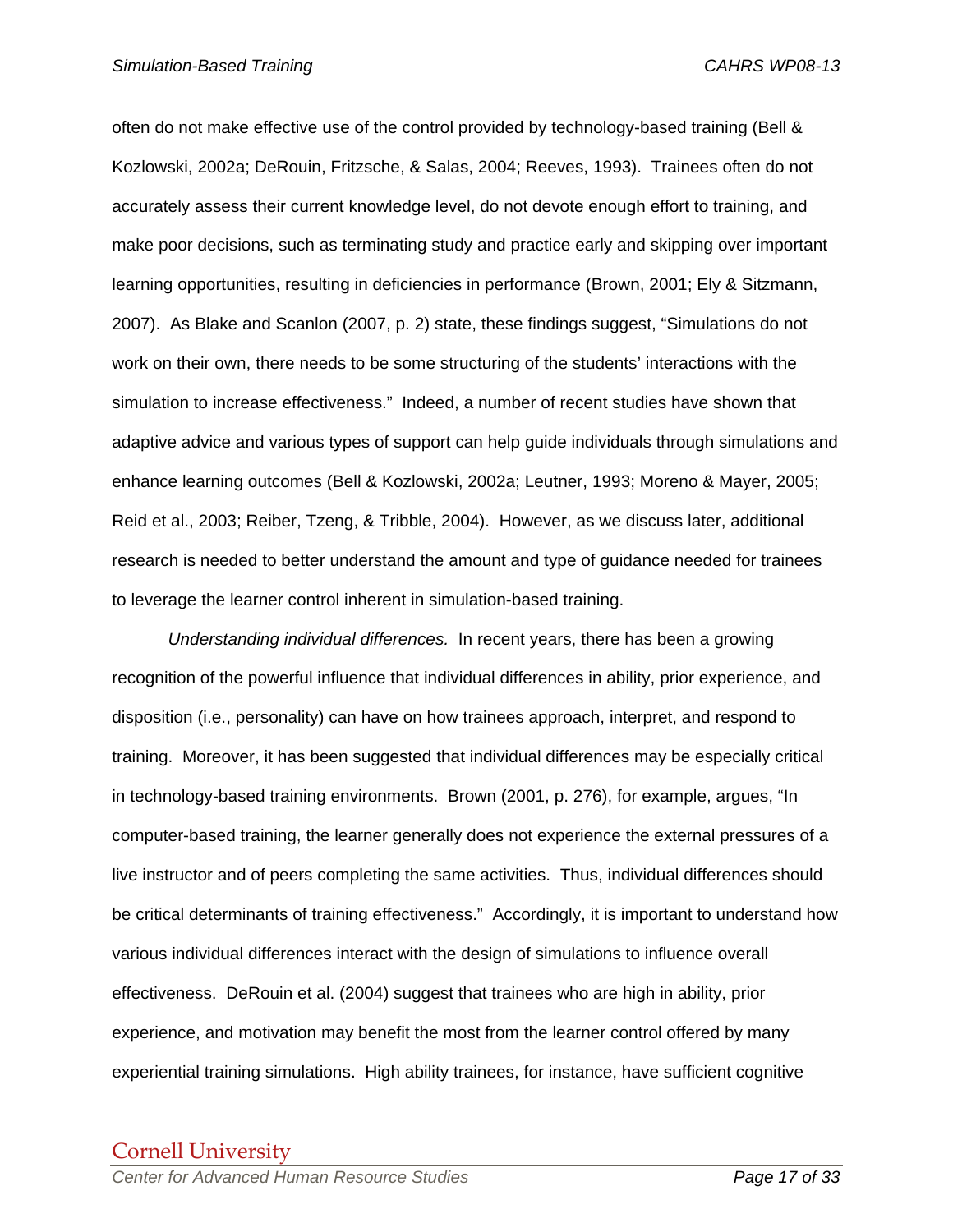often do not make effective use of the control provided by technology-based training (Bell & Kozlowski, 2002a; DeRouin, Fritzsche, & Salas, 2004; Reeves, 1993). Trainees often do not accurately assess their current knowledge level, do not devote enough effort to training, and make poor decisions, such as terminating study and practice early and skipping over important learning opportunities, resulting in deficiencies in performance (Brown, 2001; Ely & Sitzmann, 2007). As Blake and Scanlon (2007, p. 2) state, these findings suggest, "Simulations do not work on their own, there needs to be some structuring of the students' interactions with the simulation to increase effectiveness." Indeed, a number of recent studies have shown that adaptive advice and various types of support can help guide individuals through simulations and enhance learning outcomes (Bell & Kozlowski, 2002a; Leutner, 1993; Moreno & Mayer, 2005; Reid et al., 2003; Reiber, Tzeng, & Tribble, 2004). However, as we discuss later, additional research is needed to better understand the amount and type of guidance needed for trainees to leverage the learner control inherent in simulation-based training.

*Understanding individual differences.* In recent years, there has been a growing recognition of the powerful influence that individual differences in ability, prior experience, and disposition (i.e., personality) can have on how trainees approach, interpret, and respond to training. Moreover, it has been suggested that individual differences may be especially critical in technology-based training environments. Brown (2001, p. 276), for example, argues, "In computer-based training, the learner generally does not experience the external pressures of a live instructor and of peers completing the same activities. Thus, individual differences should be critical determinants of training effectiveness." Accordingly, it is important to understand how various individual differences interact with the design of simulations to influence overall effectiveness. DeRouin et al. (2004) suggest that trainees who are high in ability, prior experience, and motivation may benefit the most from the learner control offered by many experiential training simulations. High ability trainees, for instance, have sufficient cognitive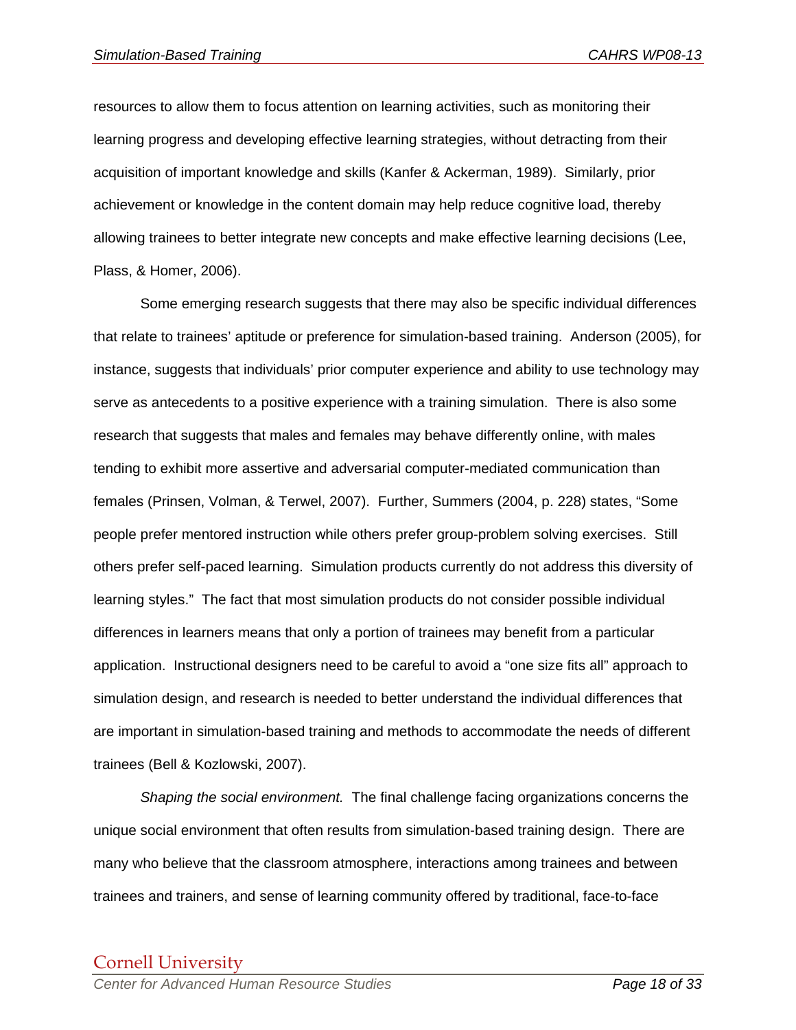resources to allow them to focus attention on learning activities, such as monitoring their learning progress and developing effective learning strategies, without detracting from their acquisition of important knowledge and skills (Kanfer & Ackerman, 1989). Similarly, prior achievement or knowledge in the content domain may help reduce cognitive load, thereby allowing trainees to better integrate new concepts and make effective learning decisions (Lee, Plass, & Homer, 2006).

Some emerging research suggests that there may also be specific individual differences that relate to trainees' aptitude or preference for simulation-based training. Anderson (2005), for instance, suggests that individuals' prior computer experience and ability to use technology may serve as antecedents to a positive experience with a training simulation. There is also some research that suggests that males and females may behave differently online, with males tending to exhibit more assertive and adversarial computer-mediated communication than females (Prinsen, Volman, & Terwel, 2007). Further, Summers (2004, p. 228) states, "Some people prefer mentored instruction while others prefer group-problem solving exercises. Still others prefer self-paced learning. Simulation products currently do not address this diversity of learning styles." The fact that most simulation products do not consider possible individual differences in learners means that only a portion of trainees may benefit from a particular application. Instructional designers need to be careful to avoid a "one size fits all" approach to simulation design, and research is needed to better understand the individual differences that are important in simulation-based training and methods to accommodate the needs of different trainees (Bell & Kozlowski, 2007).

*Shaping the social environment.* The final challenge facing organizations concerns the unique social environment that often results from simulation-based training design. There are many who believe that the classroom atmosphere, interactions among trainees and between trainees and trainers, and sense of learning community offered by traditional, face-to-face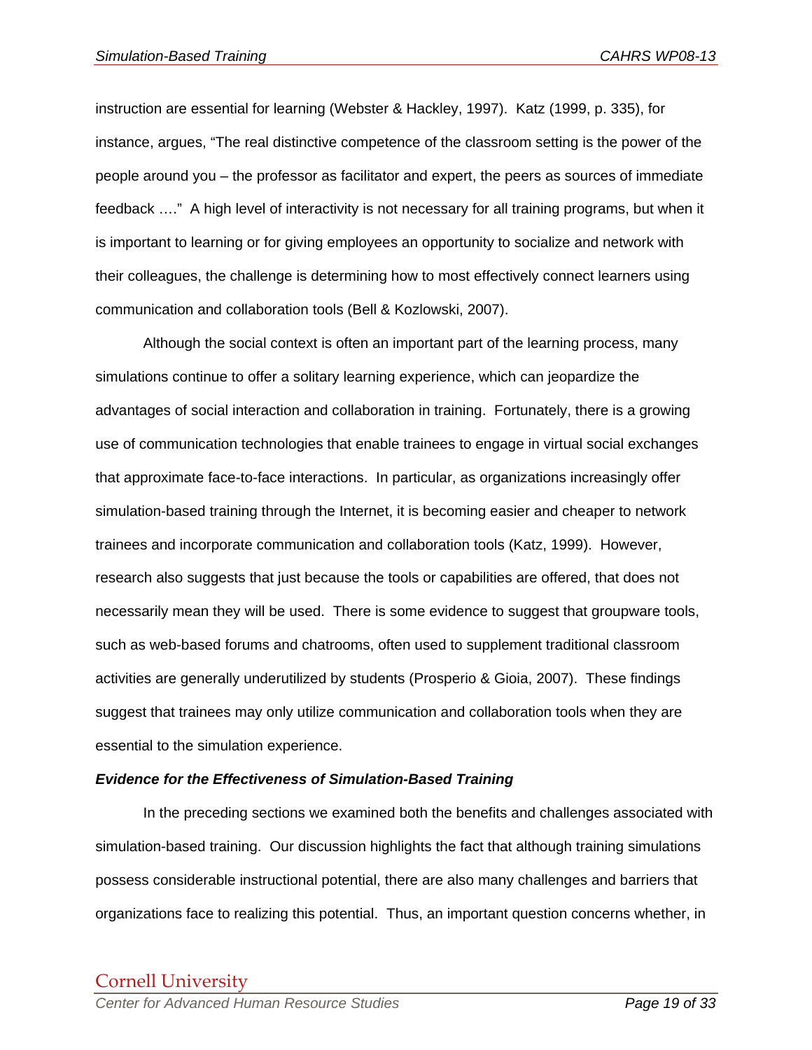instruction are essential for learning (Webster & Hackley, 1997). Katz (1999, p. 335), for instance, argues, "The real distinctive competence of the classroom setting is the power of the people around you – the professor as facilitator and expert, the peers as sources of immediate feedback …." A high level of interactivity is not necessary for all training programs, but when it is important to learning or for giving employees an opportunity to socialize and network with their colleagues, the challenge is determining how to most effectively connect learners using communication and collaboration tools (Bell & Kozlowski, 2007).

Although the social context is often an important part of the learning process, many simulations continue to offer a solitary learning experience, which can jeopardize the advantages of social interaction and collaboration in training. Fortunately, there is a growing use of communication technologies that enable trainees to engage in virtual social exchanges that approximate face-to-face interactions. In particular, as organizations increasingly offer simulation-based training through the Internet, it is becoming easier and cheaper to network trainees and incorporate communication and collaboration tools (Katz, 1999). However, research also suggests that just because the tools or capabilities are offered, that does not necessarily mean they will be used. There is some evidence to suggest that groupware tools, such as web-based forums and chatrooms, often used to supplement traditional classroom activities are generally underutilized by students (Prosperio & Gioia, 2007). These findings suggest that trainees may only utilize communication and collaboration tools when they are essential to the simulation experience.

### *Evidence for the Effectiveness of Simulation-Based Training*

In the preceding sections we examined both the benefits and challenges associated with simulation-based training. Our discussion highlights the fact that although training simulations possess considerable instructional potential, there are also many challenges and barriers that organizations face to realizing this potential. Thus, an important question concerns whether, in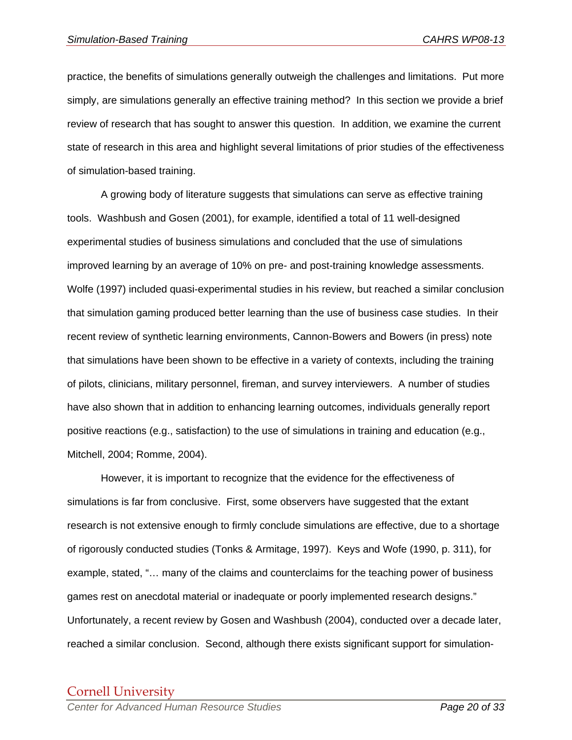practice, the benefits of simulations generally outweigh the challenges and limitations. Put more simply, are simulations generally an effective training method? In this section we provide a brief review of research that has sought to answer this question. In addition, we examine the current state of research in this area and highlight several limitations of prior studies of the effectiveness of simulation-based training.

A growing body of literature suggests that simulations can serve as effective training tools. Washbush and Gosen (2001), for example, identified a total of 11 well-designed experimental studies of business simulations and concluded that the use of simulations improved learning by an average of 10% on pre- and post-training knowledge assessments. Wolfe (1997) included quasi-experimental studies in his review, but reached a similar conclusion that simulation gaming produced better learning than the use of business case studies. In their recent review of synthetic learning environments, Cannon-Bowers and Bowers (in press) note that simulations have been shown to be effective in a variety of contexts, including the training of pilots, clinicians, military personnel, fireman, and survey interviewers. A number of studies have also shown that in addition to enhancing learning outcomes, individuals generally report positive reactions (e.g., satisfaction) to the use of simulations in training and education (e.g., Mitchell, 2004; Romme, 2004).

However, it is important to recognize that the evidence for the effectiveness of simulations is far from conclusive. First, some observers have suggested that the extant research is not extensive enough to firmly conclude simulations are effective, due to a shortage of rigorously conducted studies (Tonks & Armitage, 1997). Keys and Wofe (1990, p. 311), for example, stated, "… many of the claims and counterclaims for the teaching power of business games rest on anecdotal material or inadequate or poorly implemented research designs." Unfortunately, a recent review by Gosen and Washbush (2004), conducted over a decade later, reached a similar conclusion. Second, although there exists significant support for simulation-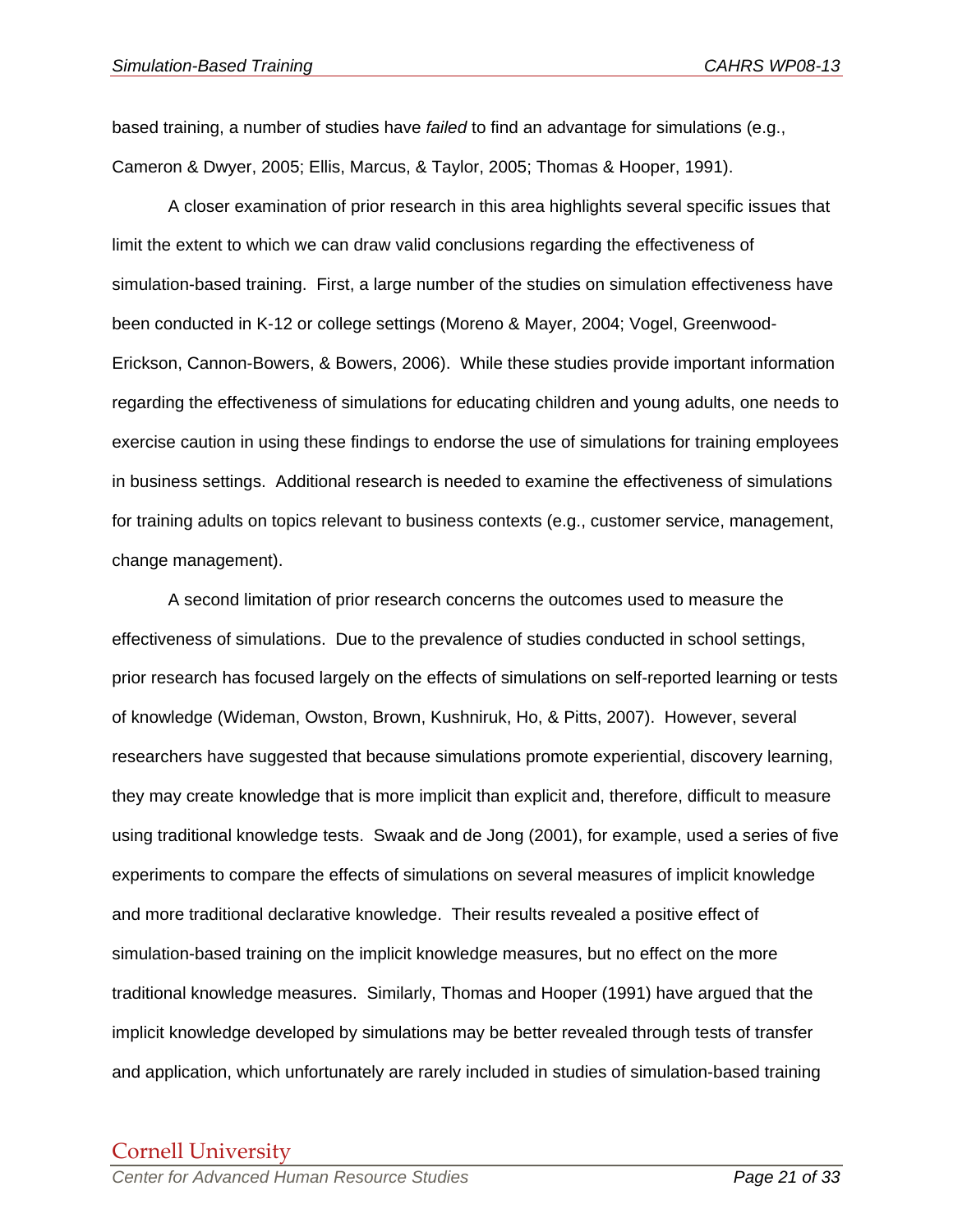based training, a number of studies have *failed* to find an advantage for simulations (e.g., Cameron & Dwyer, 2005; Ellis, Marcus, & Taylor, 2005; Thomas & Hooper, 1991).

A closer examination of prior research in this area highlights several specific issues that limit the extent to which we can draw valid conclusions regarding the effectiveness of simulation-based training. First, a large number of the studies on simulation effectiveness have been conducted in K-12 or college settings (Moreno & Mayer, 2004; Vogel, Greenwood-Erickson, Cannon-Bowers, & Bowers, 2006). While these studies provide important information regarding the effectiveness of simulations for educating children and young adults, one needs to exercise caution in using these findings to endorse the use of simulations for training employees in business settings. Additional research is needed to examine the effectiveness of simulations for training adults on topics relevant to business contexts (e.g., customer service, management, change management).

A second limitation of prior research concerns the outcomes used to measure the effectiveness of simulations. Due to the prevalence of studies conducted in school settings, prior research has focused largely on the effects of simulations on self-reported learning or tests of knowledge (Wideman, Owston, Brown, Kushniruk, Ho, & Pitts, 2007). However, several researchers have suggested that because simulations promote experiential, discovery learning, they may create knowledge that is more implicit than explicit and, therefore, difficult to measure using traditional knowledge tests. Swaak and de Jong (2001), for example, used a series of five experiments to compare the effects of simulations on several measures of implicit knowledge and more traditional declarative knowledge. Their results revealed a positive effect of simulation-based training on the implicit knowledge measures, but no effect on the more traditional knowledge measures. Similarly, Thomas and Hooper (1991) have argued that the implicit knowledge developed by simulations may be better revealed through tests of transfer and application, which unfortunately are rarely included in studies of simulation-based training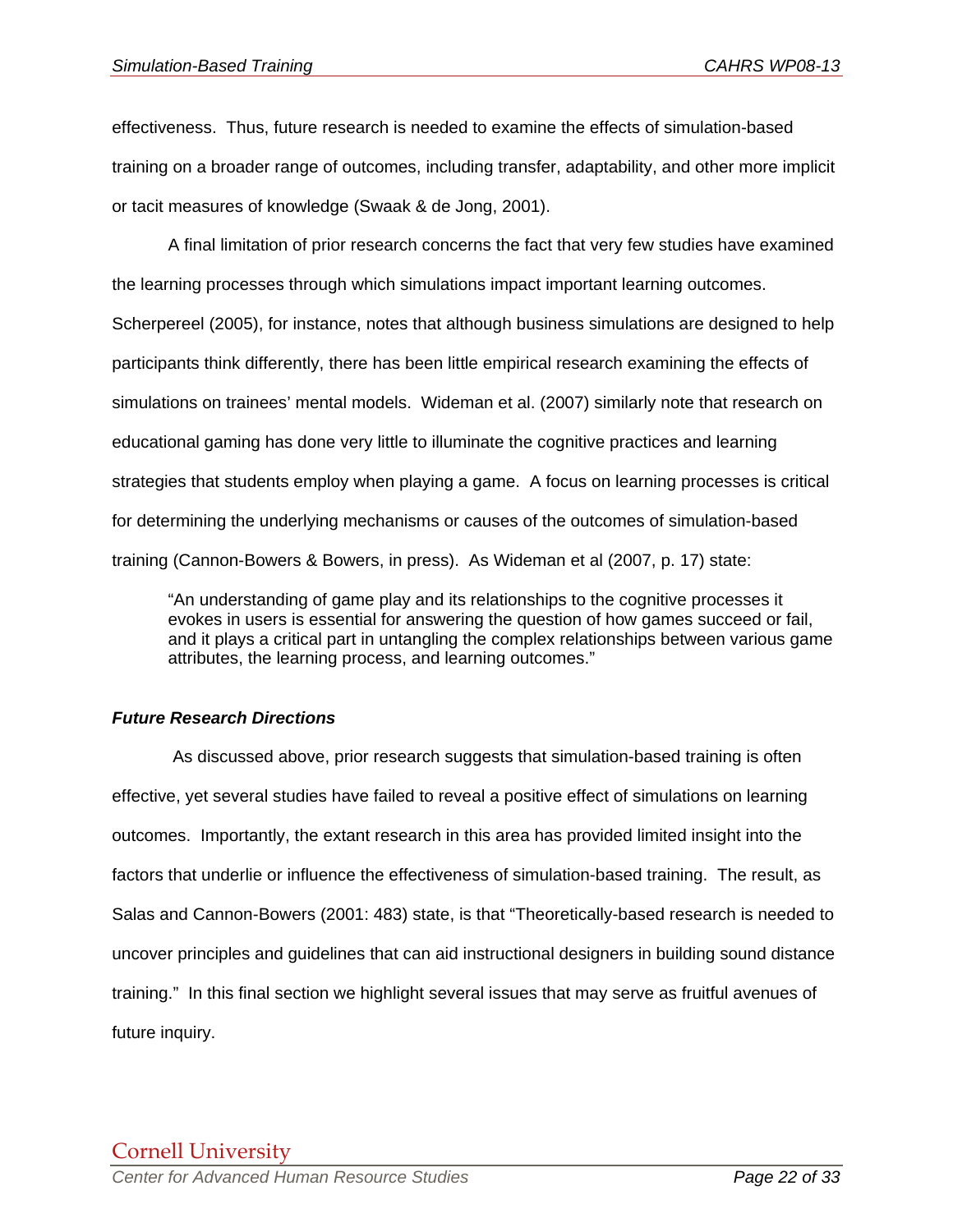effectiveness. Thus, future research is needed to examine the effects of simulation-based training on a broader range of outcomes, including transfer, adaptability, and other more implicit or tacit measures of knowledge (Swaak & de Jong, 2001).

A final limitation of prior research concerns the fact that very few studies have examined the learning processes through which simulations impact important learning outcomes. Scherpereel (2005), for instance, notes that although business simulations are designed to help participants think differently, there has been little empirical research examining the effects of simulations on trainees' mental models. Wideman et al. (2007) similarly note that research on educational gaming has done very little to illuminate the cognitive practices and learning strategies that students employ when playing a game. A focus on learning processes is critical for determining the underlying mechanisms or causes of the outcomes of simulation-based training (Cannon-Bowers & Bowers, in press). As Wideman et al (2007, p. 17) state:

> "An understanding of game play and its relationships to the cognitive processes it evokes in users is essential for answering the question of how games succeed or fail, and it plays a critical part in untangling the complex relationships between various game attributes, the learning process, and learning outcomes."

### *Future Research Directions*

As discussed above, prior research suggests that simulation-based training is often effective, yet several studies have failed to reveal a positive effect of simulations on learning outcomes. Importantly, the extant research in this area has provided limited insight into the factors that underlie or influence the effectiveness of simulation-based training. The result, as Salas and Cannon-Bowers (2001: 483) state, is that "Theoretically-based research is needed to uncover principles and guidelines that can aid instructional designers in building sound distance training." In this final section we highlight several issues that may serve as fruitful avenues of future inquiry.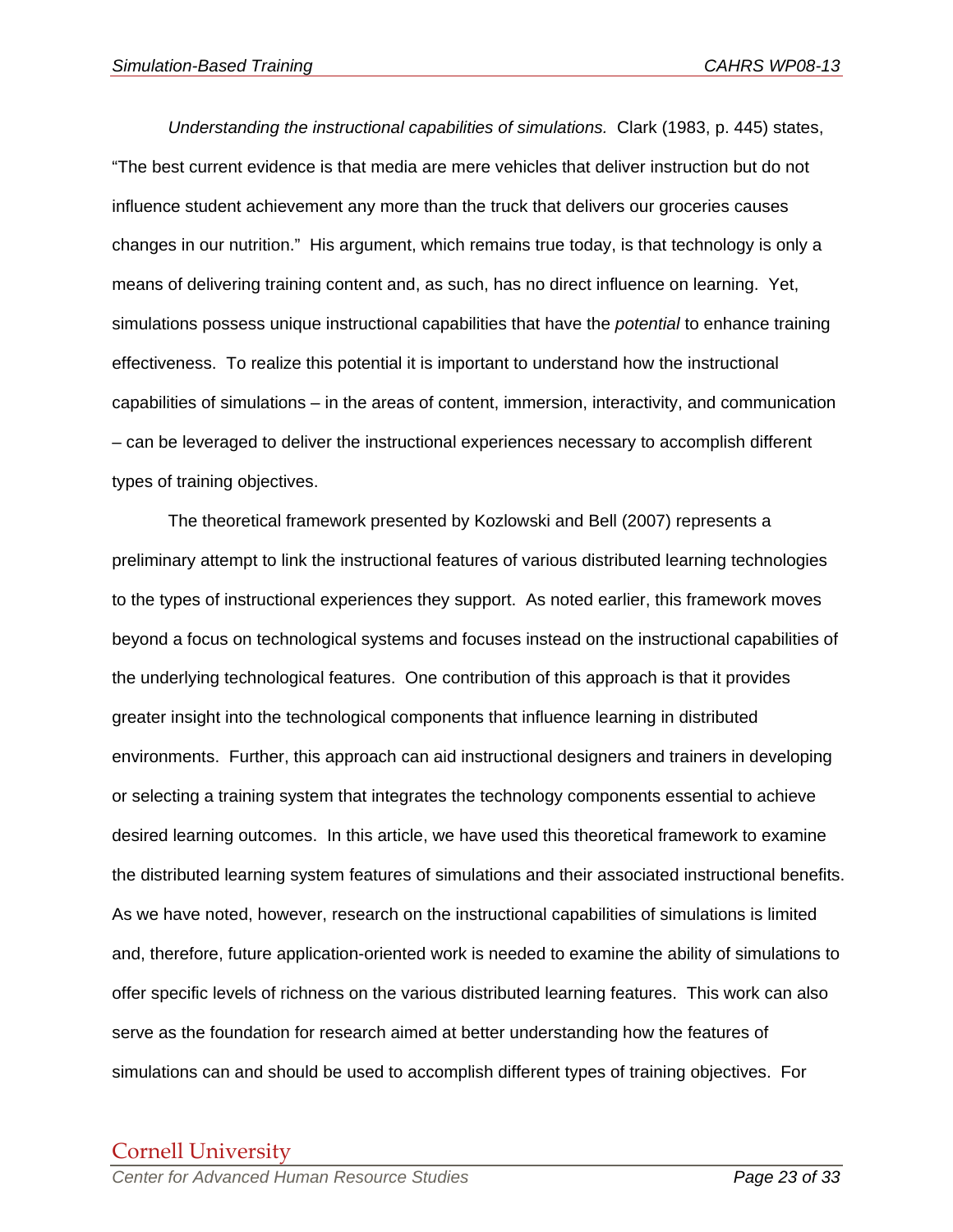*Understanding the instructional capabilities of simulations.* Clark (1983, p. 445) states, "The best current evidence is that media are mere vehicles that deliver instruction but do not influence student achievement any more than the truck that delivers our groceries causes changes in our nutrition." His argument, which remains true today, is that technology is only a means of delivering training content and, as such, has no direct influence on learning. Yet, simulations possess unique instructional capabilities that have the *potential* to enhance training effectiveness. To realize this potential it is important to understand how the instructional capabilities of simulations – in the areas of content, immersion, interactivity, and communication – can be leveraged to deliver the instructional experiences necessary to accomplish different types of training objectives.

The theoretical framework presented by Kozlowski and Bell (2007) represents a preliminary attempt to link the instructional features of various distributed learning technologies to the types of instructional experiences they support. As noted earlier, this framework moves beyond a focus on technological systems and focuses instead on the instructional capabilities of the underlying technological features. One contribution of this approach is that it provides greater insight into the technological components that influence learning in distributed environments. Further, this approach can aid instructional designers and trainers in developing or selecting a training system that integrates the technology components essential to achieve desired learning outcomes. In this article, we have used this theoretical framework to examine the distributed learning system features of simulations and their associated instructional benefits. As we have noted, however, research on the instructional capabilities of simulations is limited and, therefore, future application-oriented work is needed to examine the ability of simulations to offer specific levels of richness on the various distributed learning features. This work can also serve as the foundation for research aimed at better understanding how the features of simulations can and should be used to accomplish different types of training objectives. For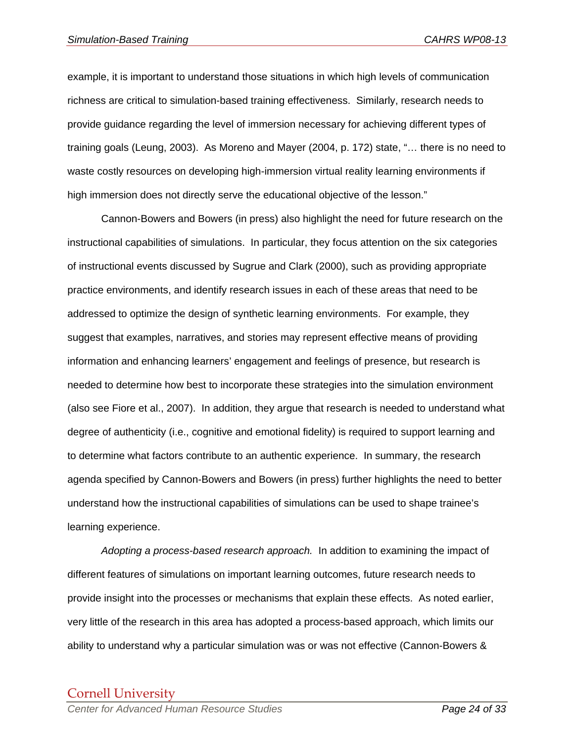example, it is important to understand those situations in which high levels of communication richness are critical to simulation-based training effectiveness. Similarly, research needs to provide guidance regarding the level of immersion necessary for achieving different types of training goals (Leung, 2003). As Moreno and Mayer (2004, p. 172) state, "… there is no need to waste costly resources on developing high-immersion virtual reality learning environments if high immersion does not directly serve the educational objective of the lesson."

Cannon-Bowers and Bowers (in press) also highlight the need for future research on the instructional capabilities of simulations. In particular, they focus attention on the six categories of instructional events discussed by Sugrue and Clark (2000), such as providing appropriate practice environments, and identify research issues in each of these areas that need to be addressed to optimize the design of synthetic learning environments. For example, they suggest that examples, narratives, and stories may represent effective means of providing information and enhancing learners' engagement and feelings of presence, but research is needed to determine how best to incorporate these strategies into the simulation environment (also see Fiore et al., 2007). In addition, they argue that research is needed to understand what degree of authenticity (i.e., cognitive and emotional fidelity) is required to support learning and to determine what factors contribute to an authentic experience. In summary, the research agenda specified by Cannon-Bowers and Bowers (in press) further highlights the need to better understand how the instructional capabilities of simulations can be used to shape trainee's learning experience.

*Adopting a process-based research approach.* In addition to examining the impact of different features of simulations on important learning outcomes, future research needs to provide insight into the processes or mechanisms that explain these effects. As noted earlier, very little of the research in this area has adopted a process-based approach, which limits our ability to understand why a particular simulation was or was not effective (Cannon-Bowers &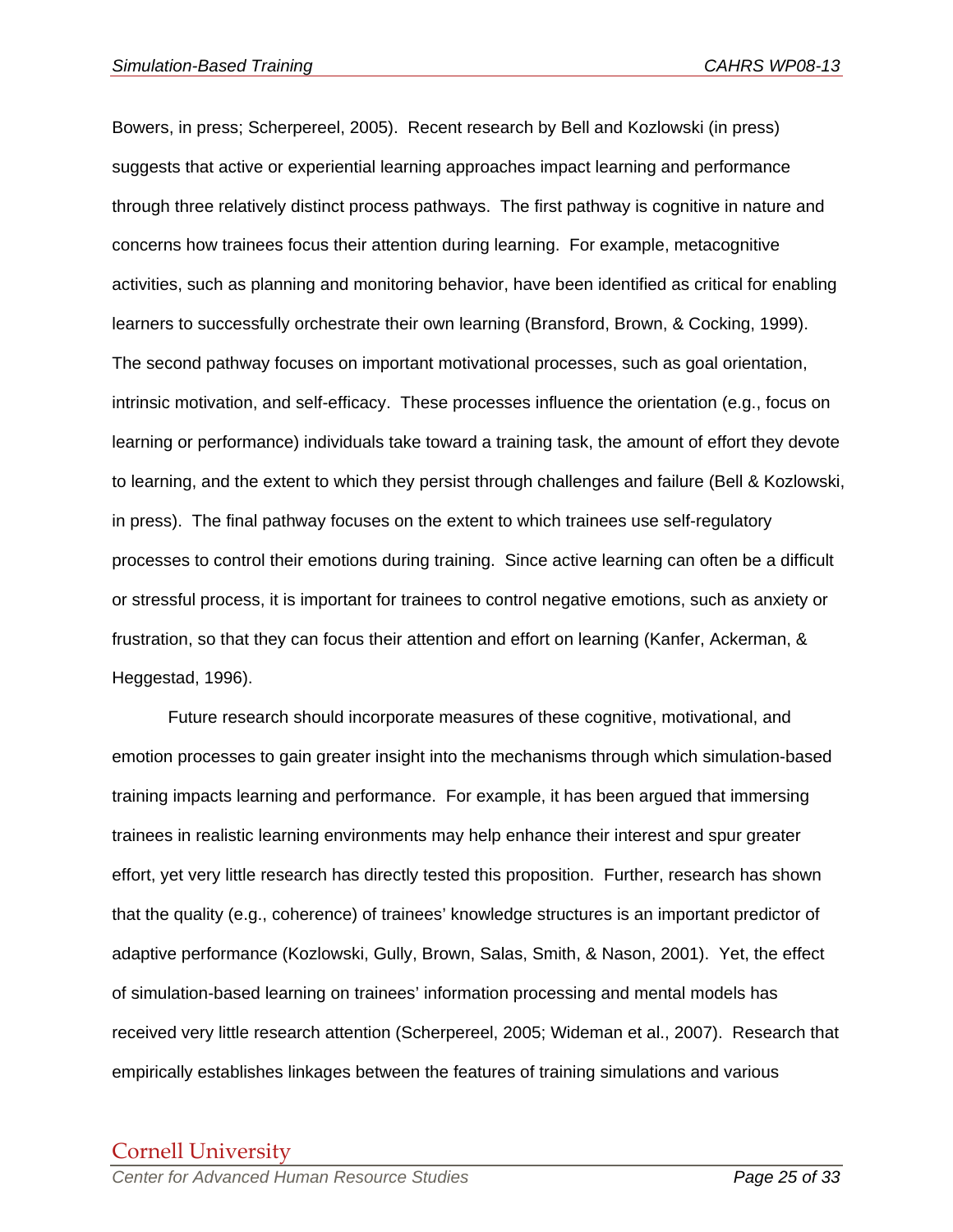Bowers, in press; Scherpereel, 2005). Recent research by Bell and Kozlowski (in press) suggests that active or experiential learning approaches impact learning and performance through three relatively distinct process pathways. The first pathway is cognitive in nature and concerns how trainees focus their attention during learning. For example, metacognitive activities, such as planning and monitoring behavior, have been identified as critical for enabling learners to successfully orchestrate their own learning (Bransford, Brown, & Cocking, 1999). The second pathway focuses on important motivational processes, such as goal orientation, intrinsic motivation, and self-efficacy. These processes influence the orientation (e.g., focus on learning or performance) individuals take toward a training task, the amount of effort they devote to learning, and the extent to which they persist through challenges and failure (Bell & Kozlowski, in press). The final pathway focuses on the extent to which trainees use self-regulatory processes to control their emotions during training. Since active learning can often be a difficult or stressful process, it is important for trainees to control negative emotions, such as anxiety or frustration, so that they can focus their attention and effort on learning (Kanfer, Ackerman, & Heggestad, 1996).

Future research should incorporate measures of these cognitive, motivational, and emotion processes to gain greater insight into the mechanisms through which simulation-based training impacts learning and performance. For example, it has been argued that immersing trainees in realistic learning environments may help enhance their interest and spur greater effort, yet very little research has directly tested this proposition. Further, research has shown that the quality (e.g., coherence) of trainees' knowledge structures is an important predictor of adaptive performance (Kozlowski, Gully, Brown, Salas, Smith, & Nason, 2001). Yet, the effect of simulation-based learning on trainees' information processing and mental models has received very little research attention (Scherpereel, 2005; Wideman et al., 2007). Research that empirically establishes linkages between the features of training simulations and various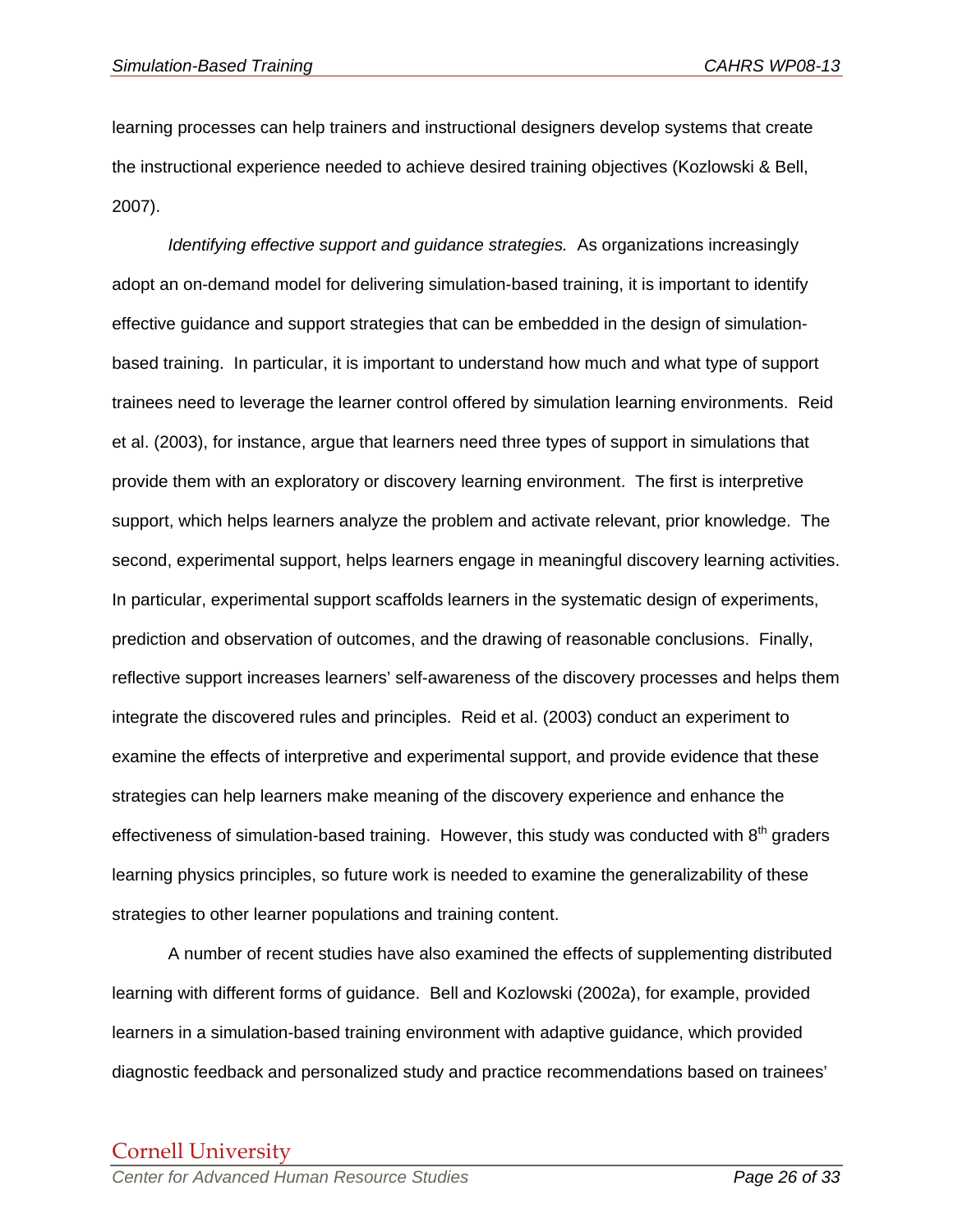learning processes can help trainers and instructional designers develop systems that create the instructional experience needed to achieve desired training objectives (Kozlowski & Bell, 2007).

*Identifying effective support and guidance strategies.* As organizations increasingly adopt an on-demand model for delivering simulation-based training, it is important to identify effective guidance and support strategies that can be embedded in the design of simulation-based training. In particular, it is important to understand how much and what type of support trainees need to leverage the learner control offered by simulation learning environments. Reid et al. (2003), for instance, argue that learners need three types of support in simulations that provide them with an exploratory or discovery learning environment. The first is interpretive support, which helps learners analyze the problem and activate relevant, prior knowledge. The second, experimental support, helps learners engage in meaningful discovery learning activities. In particular, experimental support scaffolds learners in the systematic design of experiments, prediction and observation of outcomes, and the drawing of reasonable conclusions. Finally, reflective support increases learners' self-awareness of the discovery processes and helps them integrate the discovered rules and principles. Reid et al. (2003) conduct an experiment to examine the effects of interpretive and experimental support, and provide evidence that these strategies can help learners make meaning of the discovery experience and enhance the effectiveness of simulation-based training. However, this study was conducted with 8th graders learning physics principles, so future work is needed to examine the generalizability of these strategies to other learner populations and training content.

A number of recent studies have also examined the effects of supplementing distributed learning with different forms of guidance. Bell and Kozlowski (2002a), for example, provided learners in a simulation-based training environment with adaptive guidance, which provided diagnostic feedback and personalized study and practice recommendations based on trainees'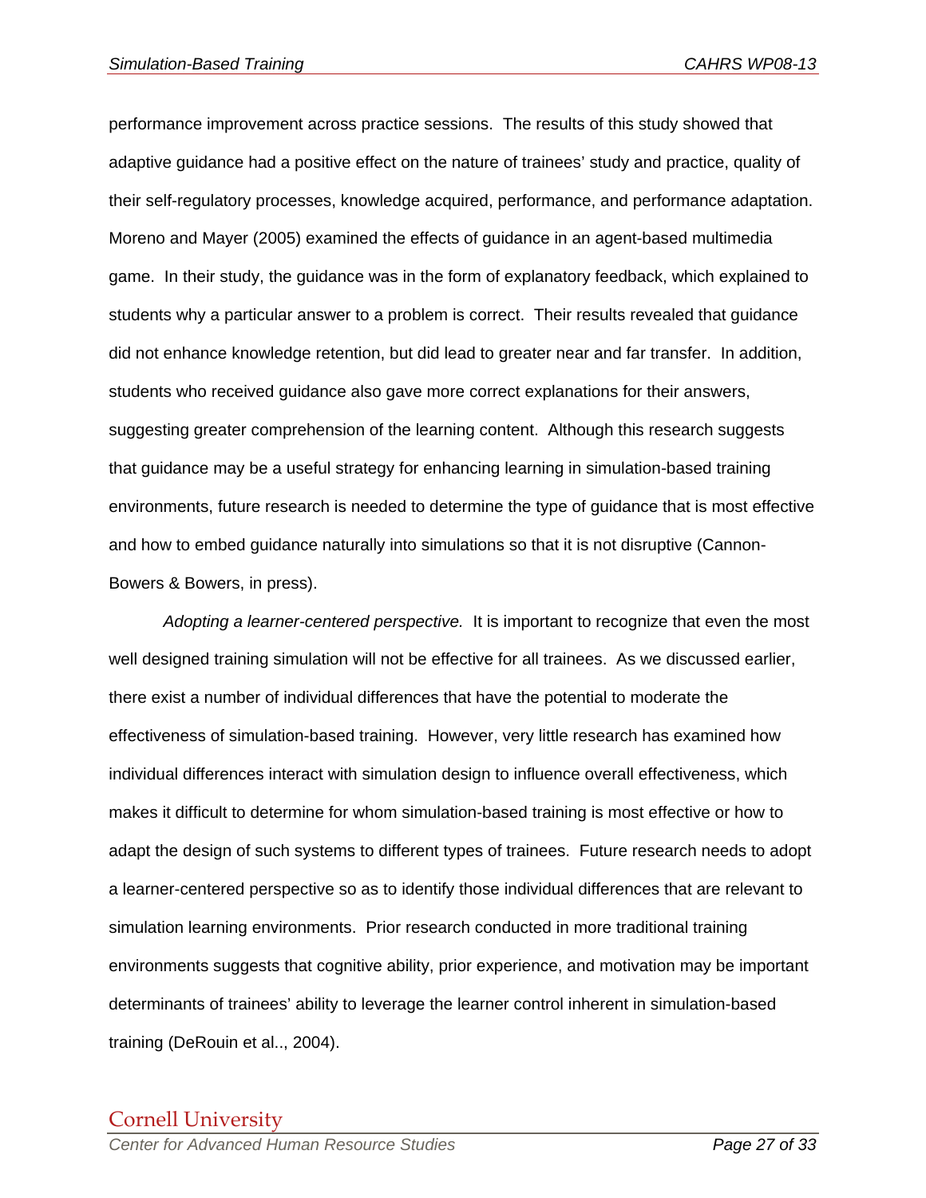performance improvement across practice sessions. The results of this study showed that adaptive guidance had a positive effect on the nature of trainees' study and practice, quality of their self-regulatory processes, knowledge acquired, performance, and performance adaptation. Moreno and Mayer (2005) examined the effects of guidance in an agent-based multimedia game. In their study, the guidance was in the form of explanatory feedback, which explained to students why a particular answer to a problem is correct. Their results revealed that guidance did not enhance knowledge retention, but did lead to greater near and far transfer. In addition, students who received guidance also gave more correct explanations for their answers, suggesting greater comprehension of the learning content. Although this research suggests that guidance may be a useful strategy for enhancing learning in simulation-based training environments, future research is needed to determine the type of guidance that is most effective and how to embed guidance naturally into simulations so that it is not disruptive (Cannon-Bowers & Bowers, in press).

*Adopting a learner-centered perspective.* It is important to recognize that even the most well designed training simulation will not be effective for all trainees. As we discussed earlier, there exist a number of individual differences that have the potential to moderate the effectiveness of simulation-based training. However, very little research has examined how individual differences interact with simulation design to influence overall effectiveness, which makes it difficult to determine for whom simulation-based training is most effective or how to adapt the design of such systems to different types of trainees. Future research needs to adopt a learner-centered perspective so as to identify those individual differences that are relevant to simulation learning environments. Prior research conducted in more traditional training environments suggests that cognitive ability, prior experience, and motivation may be important determinants of trainees' ability to leverage the learner control inherent in simulation-based training (DeRouin et al.., 2004).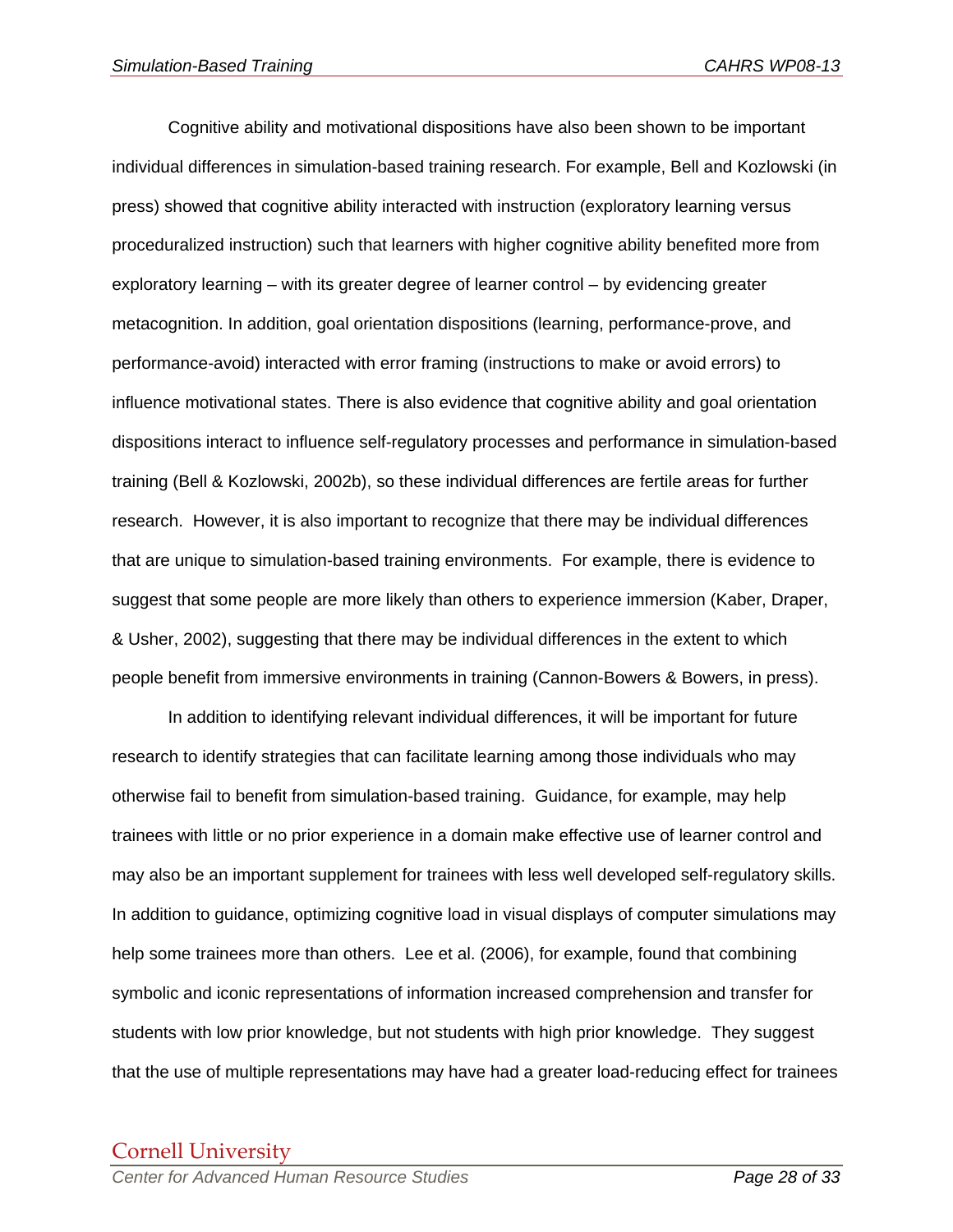Cognitive ability and motivational dispositions have also been shown to be important individual differences in simulation-based training research. For example, Bell and Kozlowski (in press) showed that cognitive ability interacted with instruction (exploratory learning versus proceduralized instruction) such that learners with higher cognitive ability benefited more from exploratory learning – with its greater degree of learner control – by evidencing greater metacognition. In addition, goal orientation dispositions (learning, performance-prove, and performance-avoid) interacted with error framing (instructions to make or avoid errors) to influence motivational states. There is also evidence that cognitive ability and goal orientation dispositions interact to influence self-regulatory processes and performance in simulation-based training (Bell & Kozlowski, 2002b), so these individual differences are fertile areas for further research.  However, it is also important to recognize that there may be individual differences that are unique to simulation-based training environments.  For example, there is evidence to suggest that some people are more likely than others to experience immersion (Kaber, Draper, & Usher, 2002), suggesting that there may be individual differences in the extent to which people benefit from immersive environments in training (Cannon-Bowers & Bowers, in press).

In addition to identifying relevant individual differences, it will be important for future research to identify strategies that can facilitate learning among those individuals who may otherwise fail to benefit from simulation-based training.  Guidance, for example, may help trainees with little or no prior experience in a domain make effective use of learner control and may also be an important supplement for trainees with less well developed self-regulatory skills.  In addition to guidance, optimizing cognitive load in visual displays of computer simulations may help some trainees more than others.  Lee et al. (2006), for example, found that combining symbolic and iconic representations of information increased comprehension and transfer for students with low prior knowledge, but not students with high prior knowledge.  They suggest that the use of multiple representations may have had a greater load-reducing effect for trainees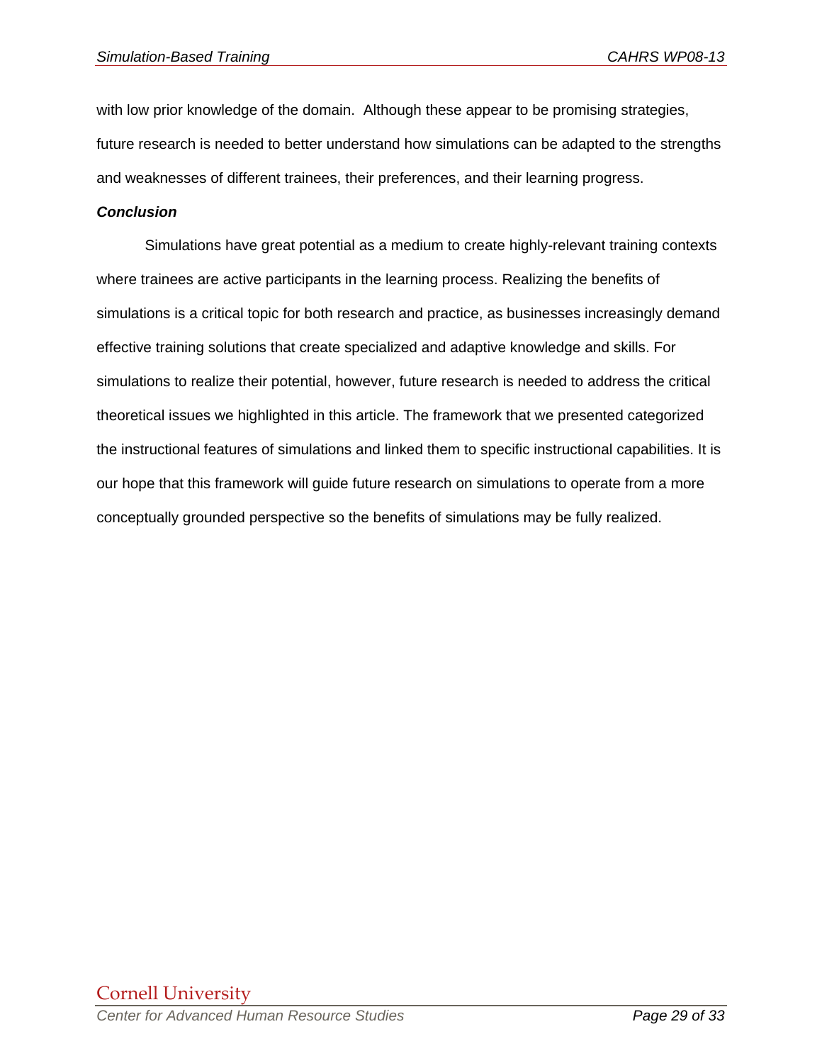with low prior knowledge of the domain. Although these appear to be promising strategies, future research is needed to better understand how simulations can be adapted to the strengths and weaknesses of different trainees, their preferences, and their learning progress.

***Conclusion***

Simulations have great potential as a medium to create highly-relevant training contexts where trainees are active participants in the learning process. Realizing the benefits of simulations is a critical topic for both research and practice, as businesses increasingly demand effective training solutions that create specialized and adaptive knowledge and skills. For simulations to realize their potential, however, future research is needed to address the critical theoretical issues we highlighted in this article. The framework that we presented categorized the instructional features of simulations and linked them to specific instructional capabilities. It is our hope that this framework will guide future research on simulations to operate from a more conceptually grounded perspective so the benefits of simulations may be fully realized.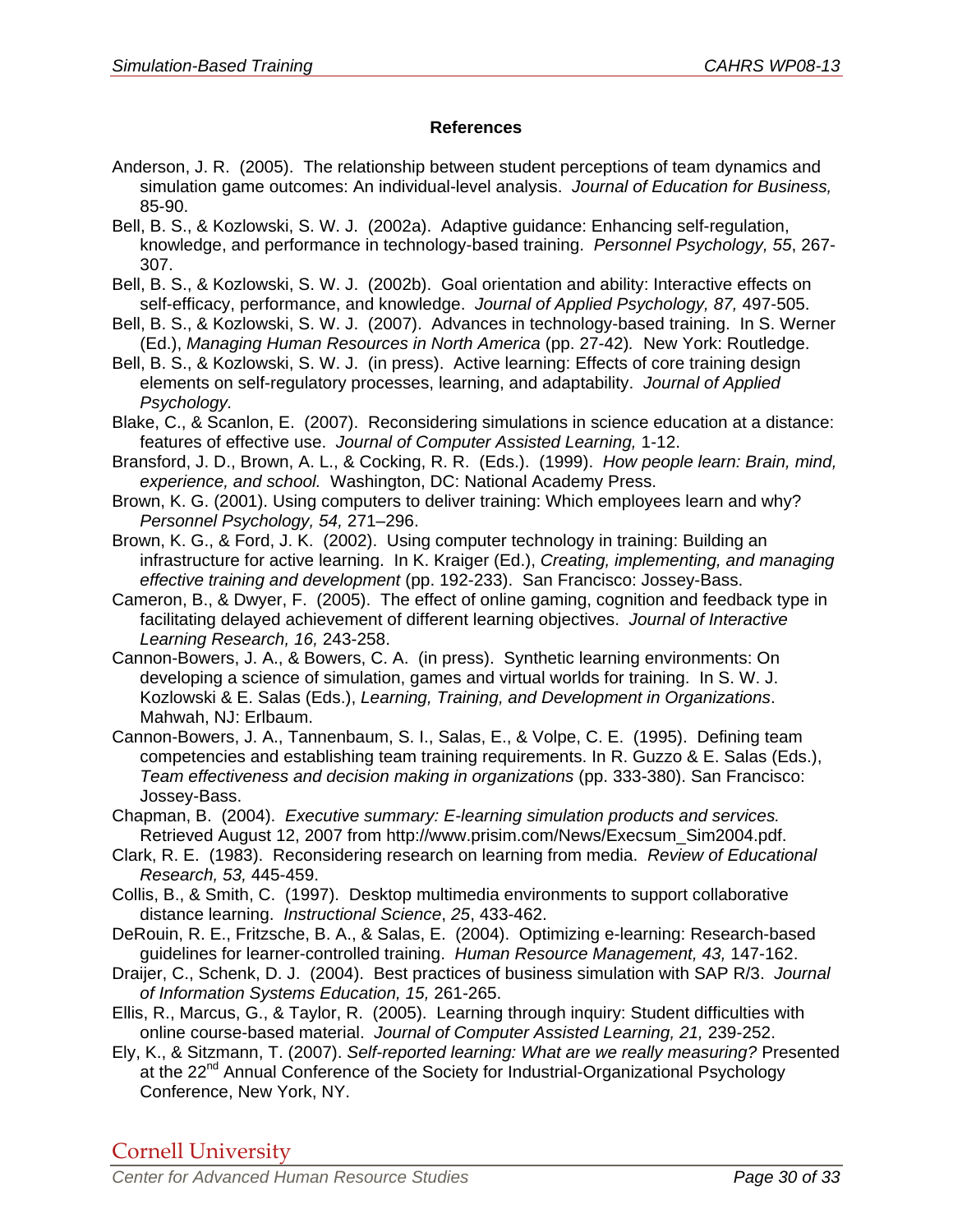# References

Anderson, J. R. (2005). The relationship between student perceptions of team dynamics and simulation game outcomes: An individual-level analysis. *Journal of Education for Business,* 85-90.

Bell, B. S., & Kozlowski, S. W. J. (2002a). Adaptive guidance: Enhancing self-regulation, knowledge, and performance in technology-based training. *Personnel Psychology, 55*, 267-307.

Bell, B. S., & Kozlowski, S. W. J. (2002b). Goal orientation and ability: Interactive effects on self-efficacy, performance, and knowledge. *Journal of Applied Psychology, 87,* 497-505.

Bell, B. S., & Kozlowski, S. W. J. (2007). Advances in technology-based training. In S. Werner (Ed.), *Managing Human Resources in North America* (pp. 27-42). New York: Routledge.

Bell, B. S., & Kozlowski, S. W. J. (in press). Active learning: Effects of core training design elements on self-regulatory processes, learning, and adaptability. *Journal of Applied Psychology.*

Blake, C., & Scanlon, E. (2007). Reconsidering simulations in science education at a distance: features of effective use. *Journal of Computer Assisted Learning,* 1-12.

Bransford, J. D., Brown, A. L., & Cocking, R. R. (Eds.). (1999). *How people learn: Brain, mind, experience, and school.* Washington, DC: National Academy Press.

Brown, K. G. (2001). Using computers to deliver training: Which employees learn and why? *Personnel Psychology, 54,* 271–296.

Brown, K. G., & Ford, J. K. (2002). Using computer technology in training: Building an infrastructure for active learning. In K. Kraiger (Ed.), *Creating, implementing, and managing effective training and development* (pp. 192-233). San Francisco: Jossey-Bass.

Cameron, B., & Dwyer, F. (2005). The effect of online gaming, cognition and feedback type in facilitating delayed achievement of different learning objectives. *Journal of Interactive Learning Research, 16,* 243-258.

Cannon-Bowers, J. A., & Bowers, C. A. (in press). Synthetic learning environments: On developing a science of simulation, games and virtual worlds for training. In S. W. J. Kozlowski & E. Salas (Eds.), *Learning, Training, and Development in Organizations*. Mahwah, NJ: Erlbaum.

Cannon-Bowers, J. A., Tannenbaum, S. I., Salas, E., & Volpe, C. E. (1995). Defining team competencies and establishing team training requirements. In R. Guzzo & E. Salas (Eds.), *Team effectiveness and decision making in organizations* (pp. 333-380). San Francisco: Jossey-Bass.

Chapman, B. (2004). *Executive summary: E-learning simulation products and services.* Retrieved August 12, 2007 from http://www.prisim.com/News/Execsum_Sim2004.pdf.

Clark, R. E. (1983). Reconsidering research on learning from media. *Review of Educational Research, 53,* 445-459.

Collis, B., & Smith, C. (1997). Desktop multimedia environments to support collaborative distance learning. *Instructional Science*, *25*, 433-462.

DeRouin, R. E., Fritzsche, B. A., & Salas, E. (2004). Optimizing e-learning: Research-based guidelines for learner-controlled training. *Human Resource Management, 43,* 147-162.

Draijer, C., Schenk, D. J. (2004). Best practices of business simulation with SAP R/3. *Journal of Information Systems Education, 15,* 261-265.

Ellis, R., Marcus, G., & Taylor, R. (2005). Learning through inquiry: Student difficulties with online course-based material. *Journal of Computer Assisted Learning, 21,* 239-252.

Ely, K., & Sitzmann, T. (2007). *Self-reported learning: What are we really measuring?* Presented at the 22nd Annual Conference of the Society for Industrial-Organizational Psychology Conference, New York, NY.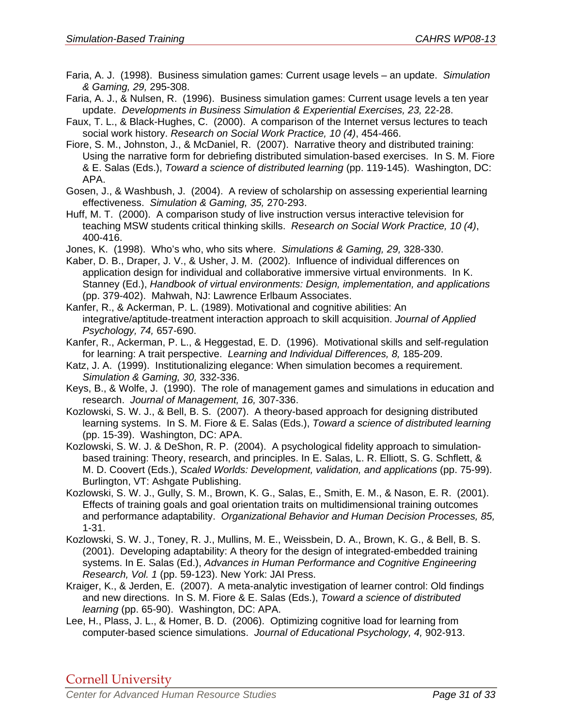Faria, A. J. (1998). Business simulation games: Current usage levels – an update. *Simulation & Gaming, 29,* 295-308.

Faria, A. J., & Nulsen, R. (1996). Business simulation games: Current usage levels a ten year update. *Developments in Business Simulation & Experiential Exercises, 23,* 22-28.

Faux, T. L., & Black-Hughes, C. (2000). A comparison of the Internet versus lectures to teach social work history. *Research on Social Work Practice, 10 (4)*, 454-466.

Fiore, S. M., Johnston, J., & McDaniel, R. (2007). Narrative theory and distributed training: Using the narrative form for debriefing distributed simulation-based exercises. In S. M. Fiore & E. Salas (Eds.), *Toward a science of distributed learning* (pp. 119-145). Washington, DC: APA.

Gosen, J., & Washbush, J. (2004). A review of scholarship on assessing experiential learning effectiveness. *Simulation & Gaming, 35,* 270-293.

Huff, M. T. (2000). A comparison study of live instruction versus interactive television for teaching MSW students critical thinking skills. *Research on Social Work Practice, 10 (4)*, 400-416.

Jones, K. (1998). Who's who, who sits where. *Simulations & Gaming, 29,* 328-330.

Kaber, D. B., Draper, J. V., & Usher, J. M. (2002). Influence of individual differences on application design for individual and collaborative immersive virtual environments. In K. Stanney (Ed.), *Handbook of virtual environments: Design, implementation, and applications* (pp. 379-402). Mahwah, NJ: Lawrence Erlbaum Associates.

Kanfer, R., & Ackerman, P. L. (1989). Motivational and cognitive abilities: An integrative/aptitude-treatment interaction approach to skill acquisition. *Journal of Applied Psychology, 74,* 657-690.

Kanfer, R., Ackerman, P. L., & Heggestad, E. D. (1996). Motivational skills and self-regulation for learning: A trait perspective. *Learning and Individual Differences, 8,* 185-209.

Katz, J. A. (1999). Institutionalizing elegance: When simulation becomes a requirement. *Simulation & Gaming, 30,* 332-336.

Keys, B., & Wolfe, J. (1990). The role of management games and simulations in education and research. *Journal of Management, 16,* 307-336.

Kozlowski, S. W. J., & Bell, B. S. (2007). A theory-based approach for designing distributed learning systems. In S. M. Fiore & E. Salas (Eds.), *Toward a science of distributed learning* (pp. 15-39). Washington, DC: APA.

Kozlowski, S. W. J. & DeShon, R. P. (2004). A psychological fidelity approach to simulation-based training: Theory, research, and principles. In E. Salas, L. R. Elliott, S. G. Schflett, & M. D. Coovert (Eds.), *Scaled Worlds: Development, validation, and applications* (pp. 75-99). Burlington, VT: Ashgate Publishing.

Kozlowski, S. W. J., Gully, S. M., Brown, K. G., Salas, E., Smith, E. M., & Nason, E. R. (2001). Effects of training goals and goal orientation traits on multidimensional training outcomes and performance adaptability. *Organizational Behavior and Human Decision Processes, 85,* 1-31.

Kozlowski, S. W. J., Toney, R. J., Mullins, M. E., Weissbein, D. A., Brown, K. G., & Bell, B. S. (2001). Developing adaptability: A theory for the design of integrated-embedded training systems. In E. Salas (Ed.), *Advances in Human Performance and Cognitive Engineering Research, Vol. 1* (pp. 59-123). New York: JAI Press.

Kraiger, K., & Jerden, E. (2007). A meta-analytic investigation of learner control: Old findings and new directions. In S. M. Fiore & E. Salas (Eds.), *Toward a science of distributed learning* (pp. 65-90). Washington, DC: APA.

Lee, H., Plass, J. L., & Homer, B. D. (2006). Optimizing cognitive load for learning from computer-based science simulations. *Journal of Educational Psychology, 4,* 902-913.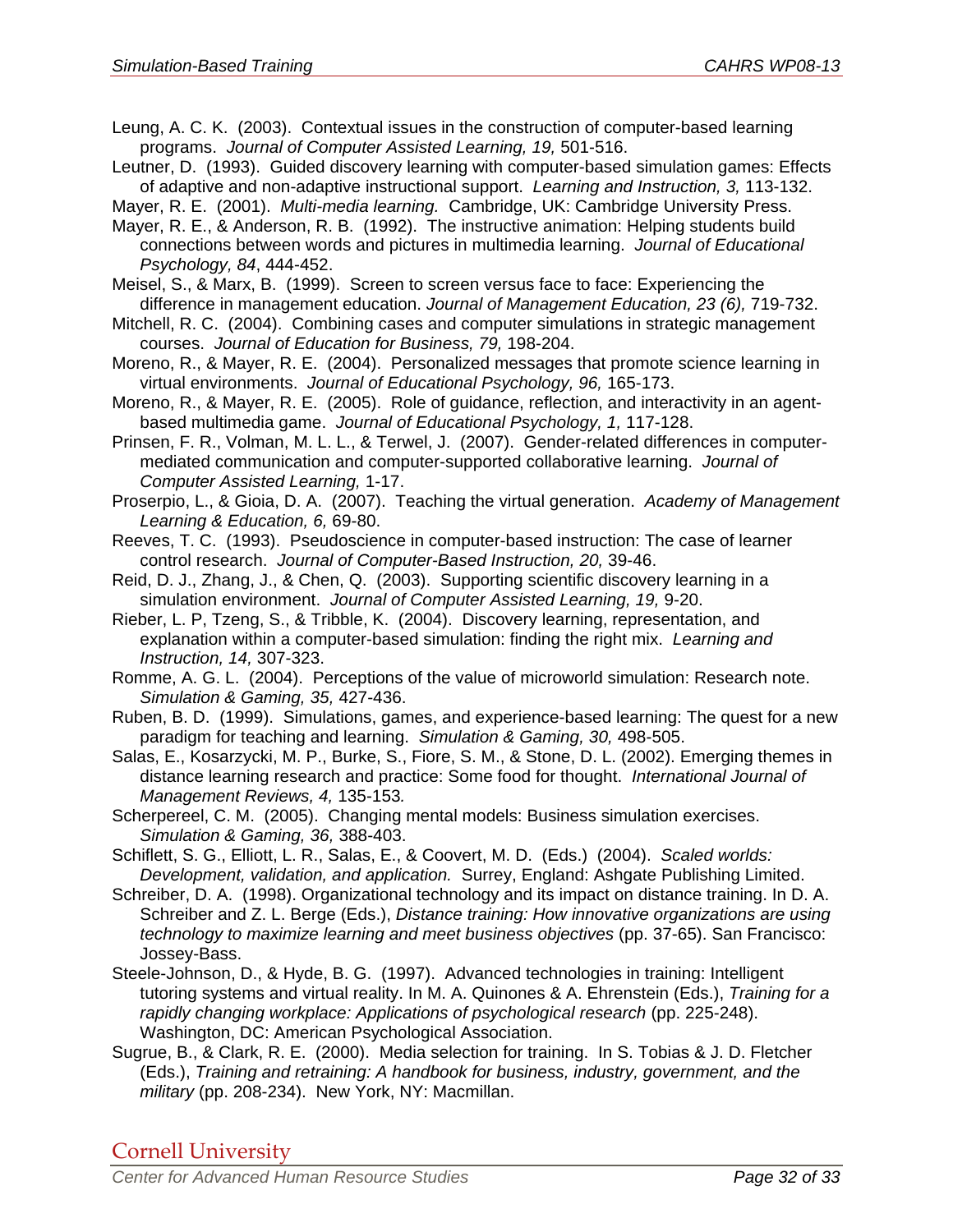Leung, A. C. K. (2003). Contextual issues in the construction of computer-based learning programs. *Journal of Computer Assisted Learning, 19,* 501-516.

Leutner, D. (1993). Guided discovery learning with computer-based simulation games: Effects of adaptive and non-adaptive instructional support. *Learning and Instruction, 3,* 113-132.

Mayer, R. E. (2001). *Multi-media learning.* Cambridge, UK: Cambridge University Press.

Mayer, R. E., & Anderson, R. B. (1992). The instructive animation: Helping students build connections between words and pictures in multimedia learning. *Journal of Educational Psychology, 84*, 444-452.

Meisel, S., & Marx, B. (1999). Screen to screen versus face to face: Experiencing the difference in management education. *Journal of Management Education, 23 (6),* 719-732.

Mitchell, R. C. (2004). Combining cases and computer simulations in strategic management courses. *Journal of Education for Business, 79,* 198-204.

Moreno, R., & Mayer, R. E. (2004). Personalized messages that promote science learning in virtual environments. *Journal of Educational Psychology, 96,* 165-173.

Moreno, R., & Mayer, R. E. (2005). Role of guidance, reflection, and interactivity in an agent-based multimedia game. *Journal of Educational Psychology, 1,* 117-128.

Prinsen, F. R., Volman, M. L. L., & Terwel, J. (2007). Gender-related differences in computer-mediated communication and computer-supported collaborative learning. *Journal of Computer Assisted Learning,* 1-17.

Proserpio, L., & Gioia, D. A. (2007). Teaching the virtual generation. *Academy of Management Learning & Education, 6,* 69-80.

Reeves, T. C. (1993). Pseudoscience in computer-based instruction: The case of learner control research. *Journal of Computer-Based Instruction, 20,* 39-46.

Reid, D. J., Zhang, J., & Chen, Q. (2003). Supporting scientific discovery learning in a simulation environment. *Journal of Computer Assisted Learning, 19,* 9-20.

Rieber, L. P, Tzeng, S., & Tribble, K. (2004). Discovery learning, representation, and explanation within a computer-based simulation: finding the right mix. *Learning and Instruction, 14,* 307-323.

Romme, A. G. L. (2004). Perceptions of the value of microworld simulation: Research note. *Simulation & Gaming, 35,* 427-436.

Ruben, B. D. (1999). Simulations, games, and experience-based learning: The quest for a new paradigm for teaching and learning. *Simulation & Gaming, 30,* 498-505.

Salas, E., Kosarzycki, M. P., Burke, S., Fiore, S. M., & Stone, D. L. (2002). Emerging themes in distance learning research and practice: Some food for thought. *International Journal of Management Reviews, 4,* 135-153*.*

Scherpereel, C. M. (2005). Changing mental models: Business simulation exercises. *Simulation & Gaming, 36,* 388-403.

Schiflett, S. G., Elliott, L. R., Salas, E., & Coovert, M. D. (Eds.) (2004). *Scaled worlds: Development, validation, and application.* Surrey, England: Ashgate Publishing Limited.

Schreiber, D. A. (1998). Organizational technology and its impact on distance training. In D. A. Schreiber and Z. L. Berge (Eds.), *Distance training: How innovative organizations are using technology to maximize learning and meet business objectives* (pp. 37-65). San Francisco: Jossey-Bass.

Steele-Johnson, D., & Hyde, B. G. (1997). Advanced technologies in training: Intelligent tutoring systems and virtual reality. In M. A. Quinones & A. Ehrenstein (Eds.), *Training for a rapidly changing workplace: Applications of psychological research* (pp. 225-248). Washington, DC: American Psychological Association.

Sugrue, B., & Clark, R. E. (2000). Media selection for training. In S. Tobias & J. D. Fletcher (Eds.), *Training and retraining: A handbook for business, industry, government, and the military* (pp. 208-234). New York, NY: Macmillan.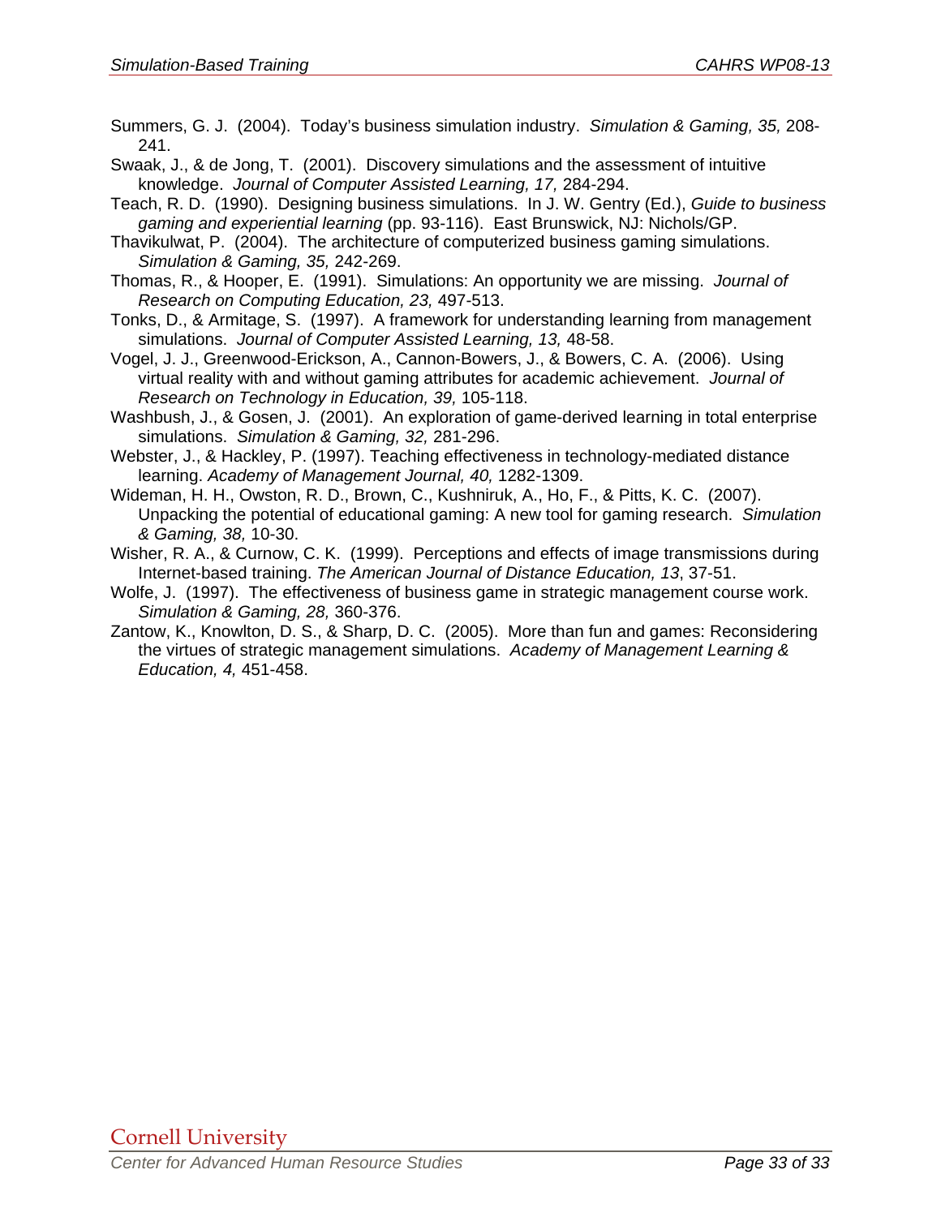Summers, G. J. (2004). Today's business simulation industry. *Simulation & Gaming, 35,* 208-241.

Swaak, J., & de Jong, T. (2001). Discovery simulations and the assessment of intuitive knowledge. *Journal of Computer Assisted Learning, 17,* 284-294.

Teach, R. D. (1990). Designing business simulations. In J. W. Gentry (Ed.), *Guide to business gaming and experiential learning* (pp. 93-116). East Brunswick, NJ: Nichols/GP.

Thavikulwat, P. (2004). The architecture of computerized business gaming simulations. *Simulation & Gaming, 35,* 242-269.

Thomas, R., & Hooper, E. (1991). Simulations: An opportunity we are missing. *Journal of Research on Computing Education, 23,* 497-513.

Tonks, D., & Armitage, S. (1997). A framework for understanding learning from management simulations. *Journal of Computer Assisted Learning, 13,* 48-58.

Vogel, J. J., Greenwood-Erickson, A., Cannon-Bowers, J., & Bowers, C. A. (2006). Using virtual reality with and without gaming attributes for academic achievement. *Journal of Research on Technology in Education, 39,* 105-118.

Washbush, J., & Gosen, J. (2001). An exploration of game-derived learning in total enterprise simulations. *Simulation & Gaming, 32,* 281-296.

Webster, J., & Hackley, P. (1997). Teaching effectiveness in technology-mediated distance learning. *Academy of Management Journal, 40,* 1282-1309.

Wideman, H. H., Owston, R. D., Brown, C., Kushniruk, A., Ho, F., & Pitts, K. C. (2007). Unpacking the potential of educational gaming: A new tool for gaming research. *Simulation & Gaming, 38,* 10-30.

Wisher, R. A., & Curnow, C. K. (1999). Perceptions and effects of image transmissions during Internet-based training. *The American Journal of Distance Education, 13*, 37-51.

Wolfe, J. (1997). The effectiveness of business game in strategic management course work. *Simulation & Gaming, 28,* 360-376.

Zantow, K., Knowlton, D. S., & Sharp, D. C. (2005). More than fun and games: Reconsidering the virtues of strategic management simulations. *Academy of Management Learning & Education, 4,* 451-458.